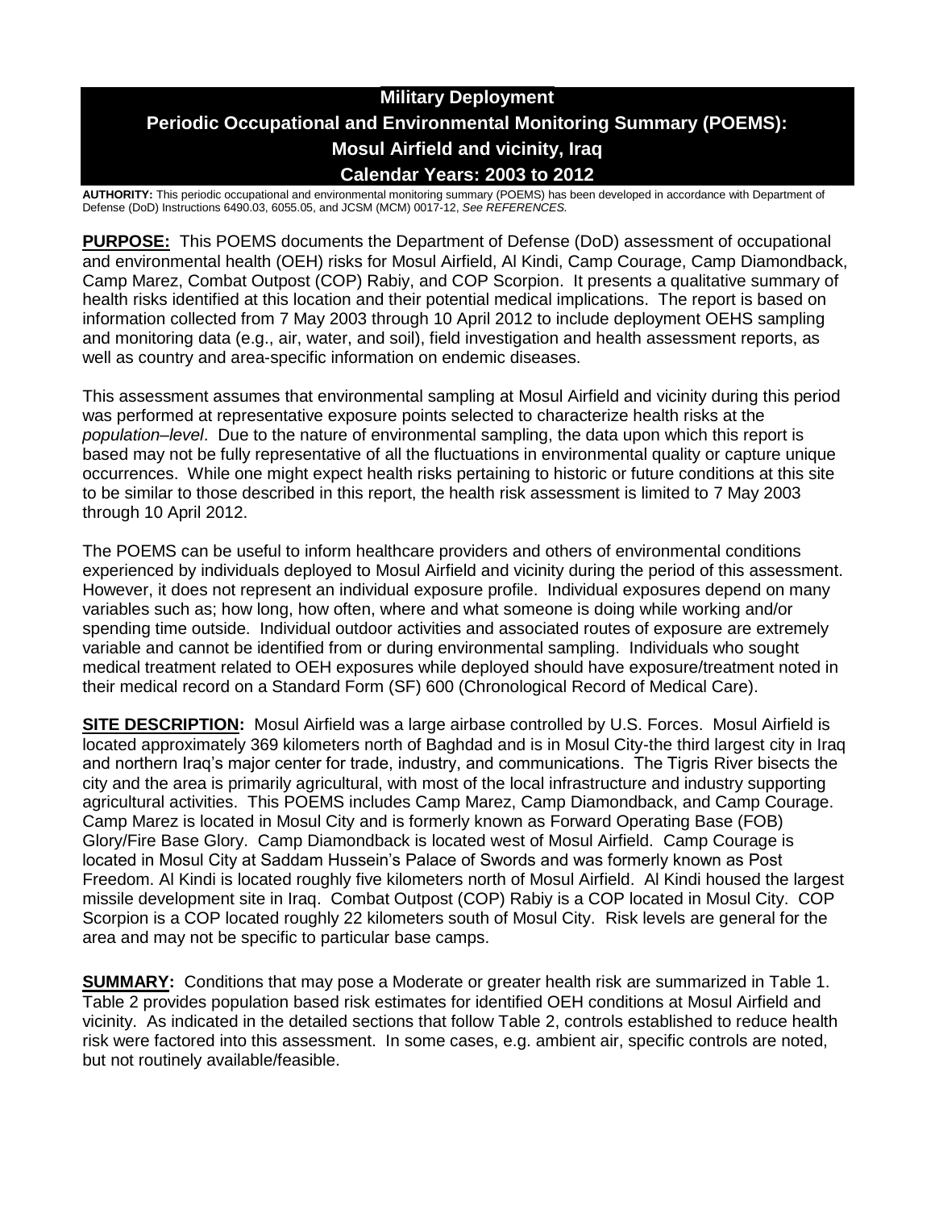# Military Deployment

## Periodic Occupational and Environmental Monitoring Summary (POEMS): Mosul Airfield and vicinity, Iraq

## Calendar Years: 2003 to 2012

**AUTHORITY:** This periodic occupational and environmental monitoring summary (POEMS) has been developed in accordance with Department of Defense (DoD) Instructions 6490.03, 6055.05, and JCSM (MCM) 0017-12, *See REFERENCES.*

**PURPOSE:** This POEMS documents the Department of Defense (DoD) assessment of occupational and environmental health (OEH) risks for Mosul Airfield, Al Kindi, Camp Courage, Camp Diamondback, Camp Marez, Combat Outpost (COP) Rabiy, and COP Scorpion. It presents a qualitative summary of health risks identified at this location and their potential medical implications. The report is based on information collected from 7 May 2003 through 10 April 2012 to include deployment OEHS sampling and monitoring data (e.g., air, water, and soil), field investigation and health assessment reports, as well as country and area-specific information on endemic diseases.

This assessment assumes that environmental sampling at Mosul Airfield and vicinity during this period was performed at representative exposure points selected to characterize health risks at the *population–level*. Due to the nature of environmental sampling, the data upon which this report is based may not be fully representative of all the fluctuations in environmental quality or capture unique occurrences. While one might expect health risks pertaining to historic or future conditions at this site to be similar to those described in this report, the health risk assessment is limited to 7 May 2003 through 10 April 2012.

The POEMS can be useful to inform healthcare providers and others of environmental conditions experienced by individuals deployed to Mosul Airfield and vicinity during the period of this assessment. However, it does not represent an individual exposure profile. Individual exposures depend on many variables such as; how long, how often, where and what someone is doing while working and/or spending time outside. Individual outdoor activities and associated routes of exposure are extremely variable and cannot be identified from or during environmental sampling. Individuals who sought medical treatment related to OEH exposures while deployed should have exposure/treatment noted in their medical record on a Standard Form (SF) 600 (Chronological Record of Medical Care).

**SITE DESCRIPTION:** Mosul Airfield was a large airbase controlled by U.S. Forces. Mosul Airfield is located approximately 369 kilometers north of Baghdad and is in Mosul City-the third largest city in Iraq and northern Iraq's major center for trade, industry, and communications. The Tigris River bisects the city and the area is primarily agricultural, with most of the local infrastructure and industry supporting agricultural activities. This POEMS includes Camp Marez, Camp Diamondback, and Camp Courage. Camp Marez is located in Mosul City and is formerly known as Forward Operating Base (FOB) Glory/Fire Base Glory. Camp Diamondback is located west of Mosul Airfield. Camp Courage is located in Mosul City at Saddam Hussein's Palace of Swords and was formerly known as Post Freedom. Al Kindi is located roughly five kilometers north of Mosul Airfield. Al Kindi housed the largest missile development site in Iraq. Combat Outpost (COP) Rabiy is a COP located in Mosul City. COP Scorpion is a COP located roughly 22 kilometers south of Mosul City. Risk levels are general for the area and may not be specific to particular base camps.

**SUMMARY:** Conditions that may pose a Moderate or greater health risk are summarized in Table 1. Table 2 provides population based risk estimates for identified OEH conditions at Mosul Airfield and vicinity. As indicated in the detailed sections that follow Table 2, controls established to reduce health risk were factored into this assessment. In some cases, e.g. ambient air, specific controls are noted, but not routinely available/feasible.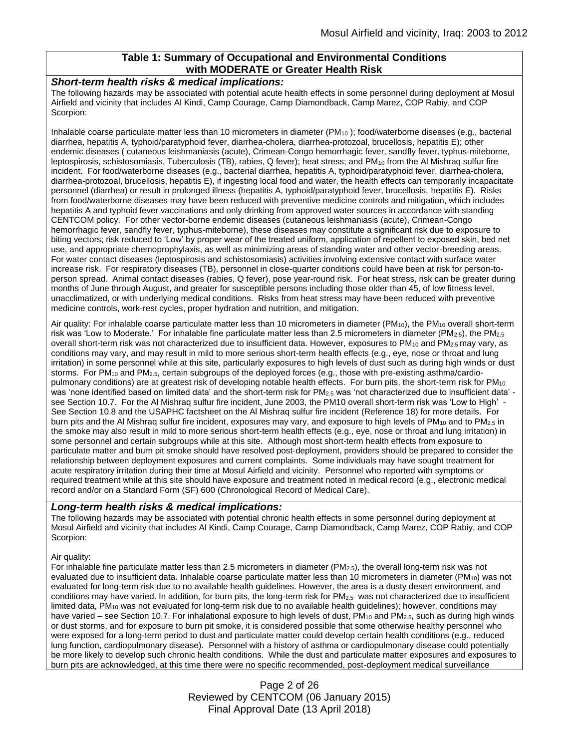## Table 1: Summary of Occupational and Environmental Conditions with MODERATE or Greater Health Risk

### *Short-term health risks & medical implications:*

The following hazards may be associated with potential acute health effects in some personnel during deployment at Mosul Airfield and vicinity that includes Al Kindi, Camp Courage, Camp Diamondback, Camp Marez, COP Rabiy, and COP Scorpion:

Inhalable coarse particulate matter less than 10 micrometers in diameter ($PM_{10}$ ); food/waterborne diseases (e.g., bacterial diarrhea, hepatitis A, typhoid/paratyphoid fever, diarrhea-cholera, diarrhea-protozoal, brucellosis, hepatitis E); other endemic diseases ( cutaneous leishmaniasis (acute), Crimean-Congo hemorrhagic fever, sandfly fever, typhus-miteborne, leptospirosis, schistosomiasis, Tuberculosis (TB), rabies, Q fever); heat stress; and $PM_{10}$ from the Al Mishraq sulfur fire incident. For food/waterborne diseases (e.g., bacterial diarrhea, hepatitis A, typhoid/paratyphoid fever, diarrhea-cholera, diarrhea-protozoal, brucellosis, hepatitis E), if ingesting local food and water, the health effects can temporarily incapacitate personnel (diarrhea) or result in prolonged illness (hepatitis A, typhoid/paratyphoid fever, brucellosis, hepatitis E). Risks from food/waterborne diseases may have been reduced with preventive medicine controls and mitigation, which includes hepatitis A and typhoid fever vaccinations and only drinking from approved water sources in accordance with standing CENTCOM policy. For other vector-borne endemic diseases (cutaneous leishmaniasis (acute), Crimean-Congo hemorrhagic fever, sandfly fever, typhus-miteborne), these diseases may constitute a significant risk due to exposure to biting vectors; risk reduced to 'Low' by proper wear of the treated uniform, application of repellent to exposed skin, bed net use, and appropriate chemoprophylaxis, as well as minimizing areas of standing water and other vector-breeding areas. For water contact diseases (leptospirosis and schistosomiasis) activities involving extensive contact with surface water increase risk. For respiratory diseases (TB), personnel in close-quarter conditions could have been at risk for person-to-person spread. Animal contact diseases (rabies, Q fever), pose year-round risk. For heat stress, risk can be greater during months of June through August, and greater for susceptible persons including those older than 45, of low fitness level, unacclimatized, or with underlying medical conditions. Risks from heat stress may have been reduced with preventive medicine controls, work-rest cycles, proper hydration and nutrition, and mitigation.

Air quality: For inhalable coarse particulate matter less than 10 micrometers in diameter ($PM_{10}$), the $PM_{10}$ overall short-term risk was 'Low to Moderate.' For inhalable fine particulate matter less than 2.5 micrometers in diameter ($PM_{2.5}$), the $PM_{2.5}$ overall short-term risk was not characterized due to insufficient data. However, exposures to $PM_{10}$ and $PM_{2.5}$ may vary, as conditions may vary, and may result in mild to more serious short-term health effects (e.g., eye, nose or throat and lung irritation) in some personnel while at this site, particularly exposures to high levels of dust such as during high winds or dust storms. For $PM_{10}$ and $PM_{2.5}$, certain subgroups of the deployed forces (e.g., those with pre-existing asthma/cardio-pulmonary conditions) are at greatest risk of developing notable health effects. For burn pits, the short-term risk for $PM_{10}$ was 'none identified based on limited data' and the short-term risk for $PM_{2.5}$ was 'not characterized due to insufficient data' - see Section 10.7. For the Al Mishraq sulfur fire incident, June 2003, the PM10 overall short-term risk was 'Low to High' - See Section 10.8 and the USAPHC factsheet on the Al Mishraq sulfur fire incident (Reference 18) for more details. For burn pits and the Al Mishraq sulfur fire incident, exposures may vary, and exposure to high levels of $PM_{10}$ and to $PM_{2.5}$ in the smoke may also result in mild to more serious short-term health effects (e.g., eye, nose or throat and lung irritation) in some personnel and certain subgroups while at this site. Although most short-term health effects from exposure to particulate matter and burn pit smoke should have resolved post-deployment, providers should be prepared to consider the relationship between deployment exposures and current complaints. Some individuals may have sought treatment for acute respiratory irritation during their time at Mosul Airfield and vicinity. Personnel who reported with symptoms or required treatment while at this site should have exposure and treatment noted in medical record (e.g., electronic medical record and/or on a Standard Form (SF) 600 (Chronological Record of Medical Care).

### *Long-term health risks & medical implications:*

The following hazards may be associated with potential chronic health effects in some personnel during deployment at Mosul Airfield and vicinity that includes Al Kindi, Camp Courage, Camp Diamondback, Camp Marez, COP Rabiy, and COP Scorpion:

Air quality:

For inhalable fine particulate matter less than 2.5 micrometers in diameter ($PM_{2.5}$), the overall long-term risk was not evaluated due to insufficient data. Inhalable coarse particulate matter less than 10 micrometers in diameter ($PM_{10}$) was not evaluated for long-term risk due to no available health guidelines. However, the area is a dusty desert environment, and conditions may have varied. In addition, for burn pits, the long-term risk for $PM_{2.5}$ was not characterized due to insufficient limited data, $PM_{10}$ was not evaluated for long-term risk due to no available health guidelines); however, conditions may have varied – see Section 10.7. For inhalational exposure to high levels of dust, $PM_{10}$ and $PM_{2.5}$, such as during high winds or dust storms, and for exposure to burn pit smoke, it is considered possible that some otherwise healthy personnel who were exposed for a long-term period to dust and particulate matter could develop certain health conditions (e.g., reduced lung function, cardiopulmonary disease). Personnel with a history of asthma or cardiopulmonary disease could potentially be more likely to develop such chronic health conditions. While the dust and particulate matter exposures and exposures to burn pits are acknowledged, at this time there were no specific recommended, post-deployment medical surveillance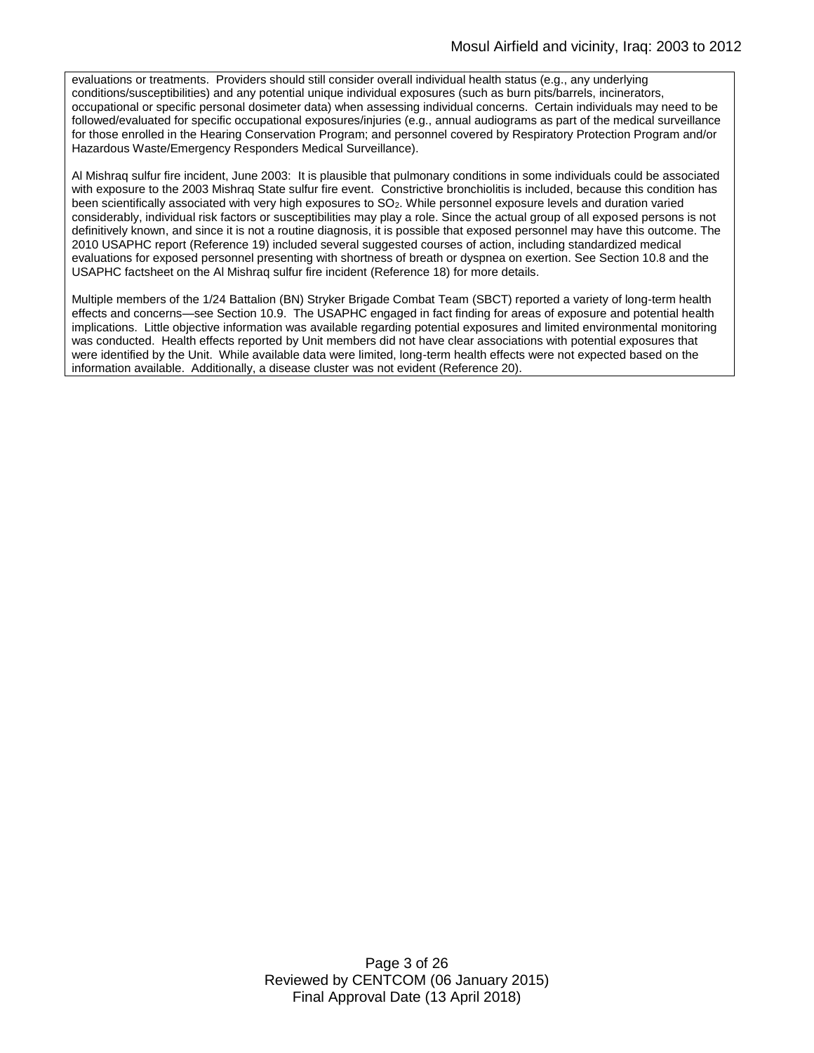evaluations or treatments. Providers should still consider overall individual health status (e.g., any underlying conditions/susceptibilities) and any potential unique individual exposures (such as burn pits/barrels, incinerators, occupational or specific personal dosimeter data) when assessing individual concerns. Certain individuals may need to be followed/evaluated for specific occupational exposures/injuries (e.g., annual audiograms as part of the medical surveillance for those enrolled in the Hearing Conservation Program; and personnel covered by Respiratory Protection Program and/or Hazardous Waste/Emergency Responders Medical Surveillance).

Al Mishraq sulfur fire incident, June 2003: It is plausible that pulmonary conditions in some individuals could be associated with exposure to the 2003 Mishraq State sulfur fire event. Constrictive bronchiolitis is included, because this condition has been scientifically associated with very high exposures to $SO_2$. While personnel exposure levels and duration varied considerably, individual risk factors or susceptibilities may play a role. Since the actual group of all exposed persons is not definitively known, and since it is not a routine diagnosis, it is possible that exposed personnel may have this outcome. The 2010 USAPHC report (Reference 19) included several suggested courses of action, including standardized medical evaluations for exposed personnel presenting with shortness of breath or dyspnea on exertion. See Section 10.8 and the USAPHC factsheet on the Al Mishraq sulfur fire incident (Reference 18) for more details.

Multiple members of the 1/24 Battalion (BN) Stryker Brigade Combat Team (SBCT) reported a variety of long-term health effects and concerns—see Section 10.9. The USAPHC engaged in fact finding for areas of exposure and potential health implications. Little objective information was available regarding potential exposures and limited environmental monitoring was conducted. Health effects reported by Unit members did not have clear associations with potential exposures that were identified by the Unit. While available data were limited, long-term health effects were not expected based on the information available. Additionally, a disease cluster was not evident (Reference 20).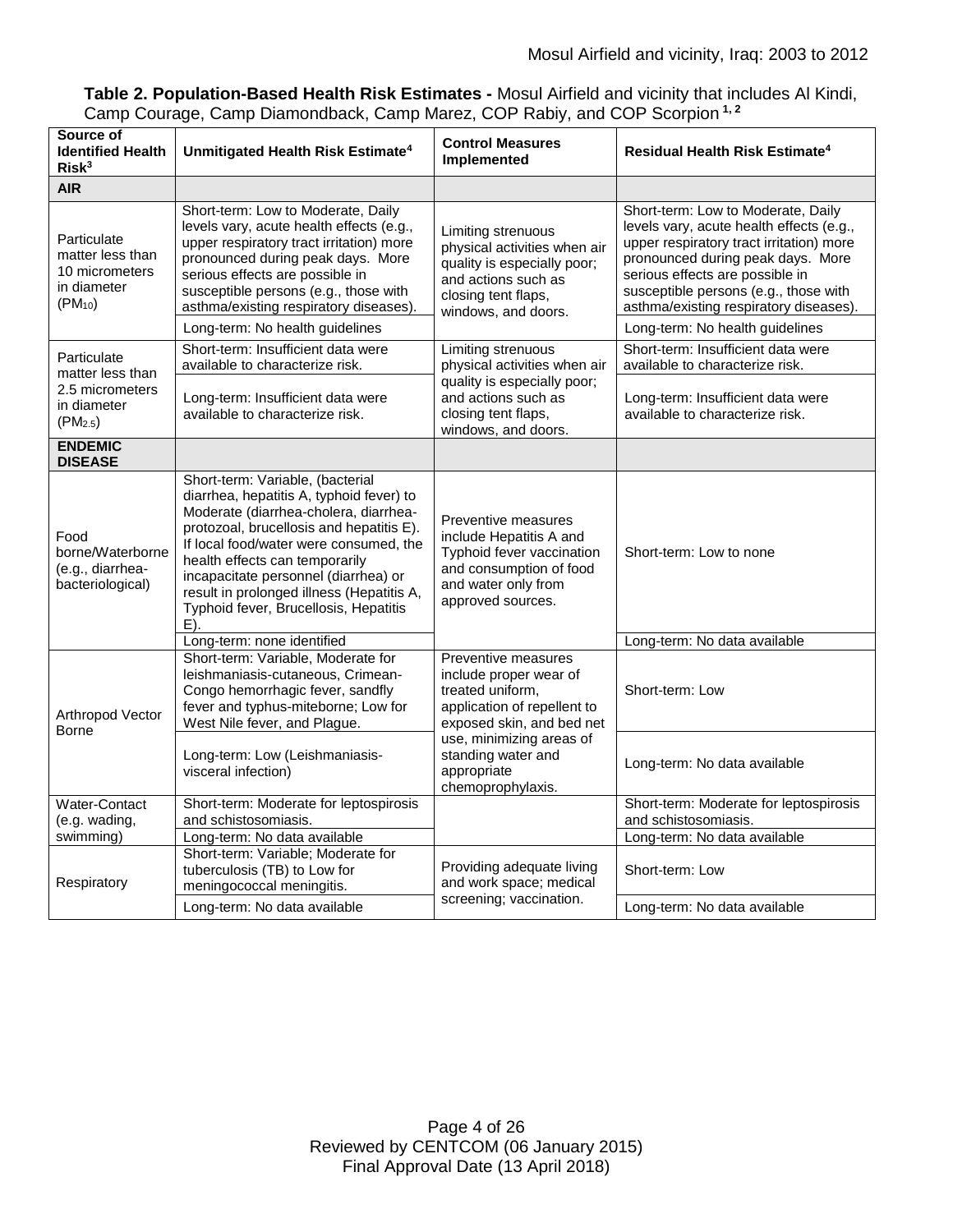**Table 2. Population-Based Health Risk Estimates -** Mosul Airfield and vicinity that includes Al Kindi, Camp Courage, Camp Diamondback, Camp Marez, COP Rabiy, and COP Scorpion [1, 2]

| Source of Identified Health Risk[3] | Unmitigated Health Risk Estimate[4] | Control Measures Implemented | Residual Health Risk Estimate[4] |
|---|---|---|---|
| **AIR** | | | |
| Particulate matter less than 10 micrometers in diameter ($PM_{10}$) | Short-term: Low to Moderate, Daily levels vary, acute health effects (e.g., upper respiratory tract irritation) more pronounced during peak days. More serious effects are possible in susceptible persons (e.g., those with asthma/existing respiratory diseases). | Limiting strenuous physical activities when air quality is especially poor; and actions such as closing tent flaps, windows, and doors. | Short-term: Low to Moderate, Daily levels vary, acute health effects (e.g., upper respiratory tract irritation) more pronounced during peak days. More serious effects are possible in susceptible persons (e.g., those with asthma/existing respiratory diseases). |
| | Long-term: No health guidelines | | Long-term: No health guidelines |
| Particulate matter less than 2.5 micrometers in diameter ($PM_{2.5}$) | Short-term: Insufficient data were available to characterize risk. | Limiting strenuous physical activities when air quality is especially poor; and actions such as closing tent flaps, windows, and doors. | Short-term: Insufficient data were available to characterize risk. |
| | Long-term: Insufficient data were available to characterize risk. | | Long-term: Insufficient data were available to characterize risk. |
| **ENDEMIC DISEASE** | | | |
| Food borne/Waterborne (e.g., diarrhea-bacteriological) | Short-term: Variable, (bacterial diarrhea, hepatitis A, typhoid fever) to Moderate (diarrhea-cholera, diarrhea-protozoal, brucellosis and hepatitis E). If local food/water were consumed, the health effects can temporarily incapacitate personnel (diarrhea) or result in prolonged illness (Hepatitis A, Typhoid fever, Brucellosis, Hepatitis E). | Preventive measures include Hepatitis A and Typhoid fever vaccination and consumption of food and water only from approved sources. | Short-term: Low to none |
| | Long-term: none identified | | Long-term: No data available |
| Arthropod Vector Borne | Short-term: Variable, Moderate for leishmaniasis-cutaneous, Crimean-Congo hemorrhagic fever, sandfly fever and typhus-miteborne; Low for West Nile fever, and Plague. | Preventive measures include proper wear of treated uniform, application of repellent to exposed skin, and bed net use, minimizing areas of standing water and appropriate chemoprophylaxis. | Short-term: Low |
| | Long-term: Low (Leishmaniasis-visceral infection) | | Long-term: No data available |
| Water-Contact (e.g. wading, swimming) | Short-term: Moderate for leptospirosis and schistosomiasis. | | Short-term: Moderate for leptospirosis and schistosomiasis. |
| | Long-term: No data available | | Long-term: No data available |
| Respiratory | Short-term: Variable; Moderate for tuberculosis (TB) to Low for meningococcal meningitis. | Providing adequate living and work space; medical screening; vaccination. | Short-term: Low |
| | Long-term: No data available | | Long-term: No data available |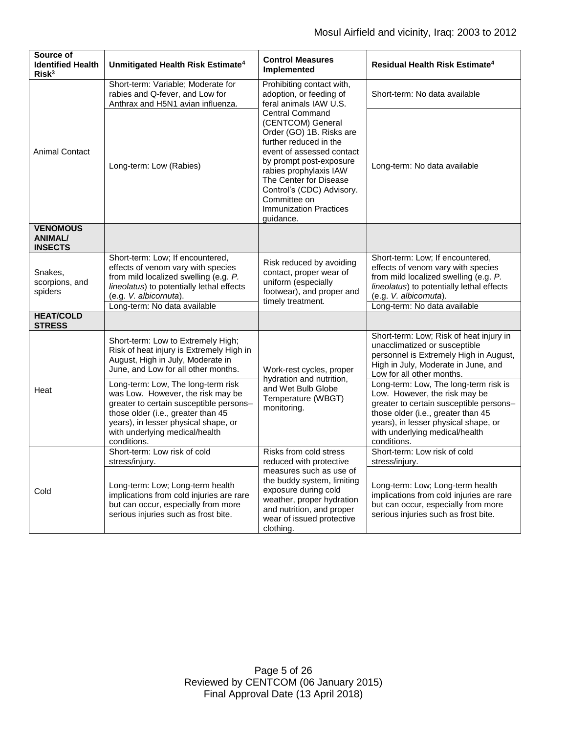| Source of Identified Health Risk[3] | Unmitigated Health Risk Estimate[4] | Control Measures Implemented | Residual Health Risk Estimate[4] |
|---|---|---|---|
| Animal Contact | Short-term: Variable; Moderate for rabies and Q-fever, and Low for Anthrax and H5N1 avian influenza. | Prohibiting contact with, adoption, or feeding of feral animals IAW U.S. Central Command (CENTCOM) General Order (GO) 1B. Risks are further reduced in the event of assessed contact by prompt post-exposure rabies prophylaxis IAW The Center for Disease Control's (CDC) Advisory. Committee on Immunization Practices guidance. | Short-term: No data available |
| | Long-term: Low (Rabies) | | Long-term: No data available |
| **VENOMOUS ANIMAL/ INSECTS** | | | |
| Snakes, scorpions, and spiders | Short-term: Low; If encountered, effects of venom vary with species from mild localized swelling (e.g. *P. lineolatus*) to potentially lethal effects (e.g. *V. albicornuta*). | Risk reduced by avoiding contact, proper wear of uniform (especially footwear), and proper and timely treatment. | Short-term: Low; If encountered, effects of venom vary with species from mild localized swelling (e.g. *P. lineolatus*) to potentially lethal effects (e.g. *V. albicornuta*). |
| | Long-term: No data available | | Long-term: No data available |
| **HEAT/COLD STRESS** | | | |
| Heat | Short-term: Low to Extremely High; Risk of heat injury is Extremely High in August, High in July, Moderate in June, and Low for all other months. | Work-rest cycles, proper hydration and nutrition, and Wet Bulb Globe Temperature (WBGT) monitoring. | Short-term: Low; Risk of heat injury in unacclimatized or susceptible personnel is Extremely High in August, High in July, Moderate in June, and Low for all other months. |
| | Long-term: Low, The long-term risk was Low. However, the risk may be greater to certain susceptible persons– those older (i.e., greater than 45 years), in lesser physical shape, or with underlying medical/health conditions. | | Long-term: Low, The long-term risk is Low. However, the risk may be greater to certain susceptible persons– those older (i.e., greater than 45 years), in lesser physical shape, or with underlying medical/health conditions. |
| Cold | Short-term: Low risk of cold stress/injury. | Risks from cold stress reduced with protective measures such as use of the buddy system, limiting exposure during cold weather, proper hydration and nutrition, and proper wear of issued protective clothing. | Short-term: Low risk of cold stress/injury. |
| | Long-term: Low; Long-term health implications from cold injuries are rare but can occur, especially from more serious injuries such as frost bite. | | Long-term: Low; Long-term health implications from cold injuries are rare but can occur, especially from more serious injuries such as frost bite. |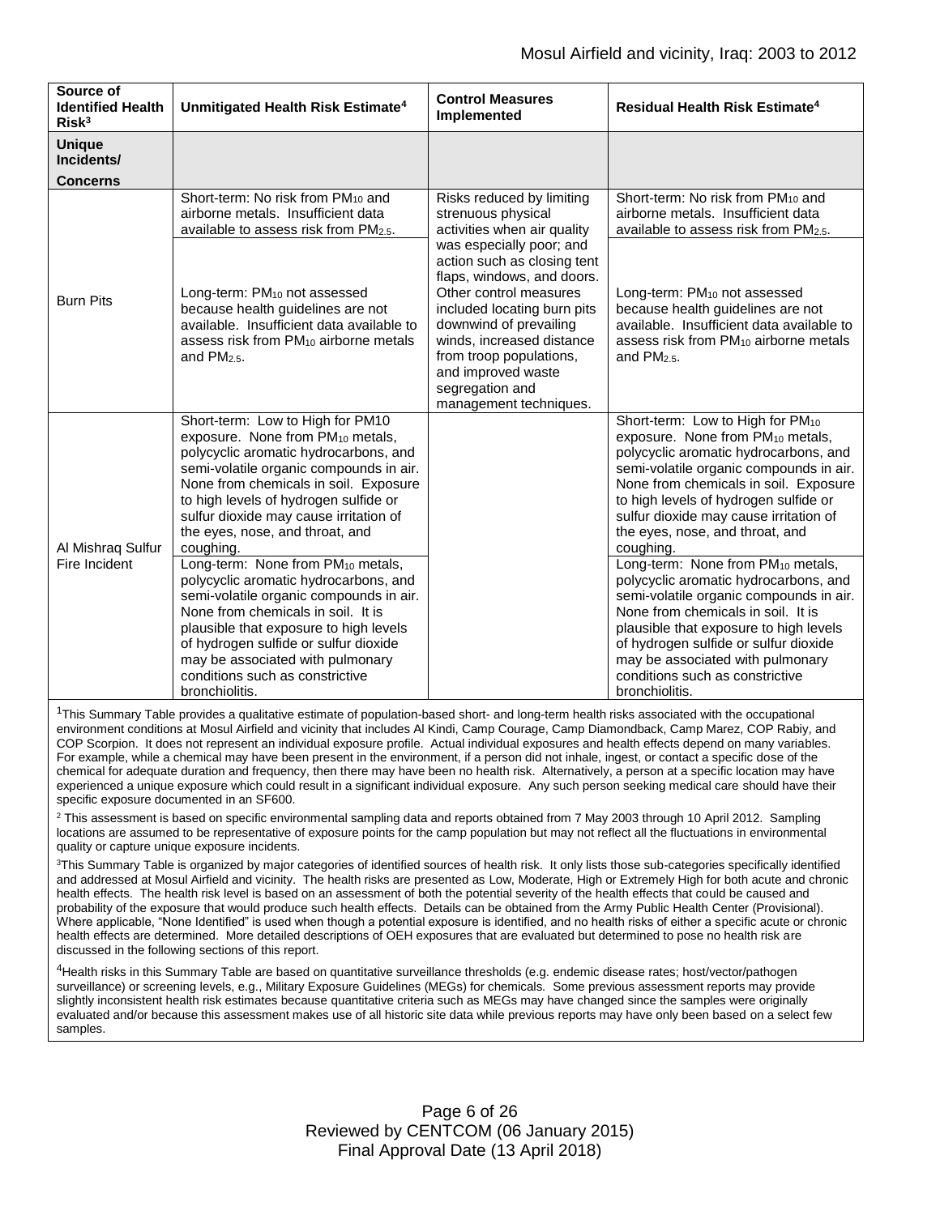| Source of Identified Health Risk[3] | Unmitigated Health Risk Estimate[4] | Control Measures Implemented | Residual Health Risk Estimate[4] |
|---|---|---|---|
| **Unique Incidents/ Concerns** | | | |
| Burn Pits | Short-term: No risk from $PM_{10}$ and airborne metals. Insufficient data available to assess risk from $PM_{2.5}$. | Risks reduced by limiting strenuous physical activities when air quality was especially poor; and action such as closing tent flaps, windows, and doors. Other control measures included locating burn pits downwind of prevailing winds, increased distance from troop populations, and improved waste segregation and management techniques. | Short-term: No risk from $PM_{10}$ and airborne metals. Insufficient data available to assess risk from $PM_{2.5}$. |
| | Long-term: $PM_{10}$ not assessed because health guidelines are not available. Insufficient data available to assess risk from $PM_{10}$ airborne metals and $PM_{2.5}$. | | Long-term: $PM_{10}$ not assessed because health guidelines are not available. Insufficient data available to assess risk from $PM_{10}$ airborne metals and $PM_{2.5}$. |
| Al Mishraq Sulfur Fire Incident | Short-term: Low to High for PM10 exposure. None from $PM_{10}$ metals, polycyclic aromatic hydrocarbons, and semi-volatile organic compounds in air. None from chemicals in soil. Exposure to high levels of hydrogen sulfide or sulfur dioxide may cause irritation of the eyes, nose, and throat, and coughing. | | Short-term: Low to High for $PM_{10}$ exposure. None from $PM_{10}$ metals, polycyclic aromatic hydrocarbons, and semi-volatile organic compounds in air. None from chemicals in soil. Exposure to high levels of hydrogen sulfide or sulfur dioxide may cause irritation of the eyes, nose, and throat, and coughing. |
| | Long-term: None from $PM_{10}$ metals, polycyclic aromatic hydrocarbons, and semi-volatile organic compounds in air. None from chemicals in soil. It is plausible that exposure to high levels of hydrogen sulfide or sulfur dioxide may be associated with pulmonary conditions such as constrictive bronchiolitis. | | Long-term: None from $PM_{10}$ metals, polycyclic aromatic hydrocarbons, and semi-volatile organic compounds in air. None from chemicals in soil. It is plausible that exposure to high levels of hydrogen sulfide or sulfur dioxide may be associated with pulmonary conditions such as constrictive bronchiolitis. |

[1]This Summary Table provides a qualitative estimate of population-based short- and long-term health risks associated with the occupational environment conditions at Mosul Airfield and vicinity that includes Al Kindi, Camp Courage, Camp Diamondback, Camp Marez, COP Rabiy, and COP Scorpion. It does not represent an individual exposure profile. Actual individual exposures and health effects depend on many variables. For example, while a chemical may have been present in the environment, if a person did not inhale, ingest, or contact a specific dose of the chemical for adequate duration and frequency, then there may have been no health risk. Alternatively, a person at a specific location may have experienced a unique exposure which could result in a significant individual exposure. Any such person seeking medical care should have their specific exposure documented in an SF600.

[2] This assessment is based on specific environmental sampling data and reports obtained from 7 May 2003 through 10 April 2012. Sampling locations are assumed to be representative of exposure points for the camp population but may not reflect all the fluctuations in environmental quality or capture unique exposure incidents.

[3]This Summary Table is organized by major categories of identified sources of health risk. It only lists those sub-categories specifically identified and addressed at Mosul Airfield and vicinity. The health risks are presented as Low, Moderate, High or Extremely High for both acute and chronic health effects. The health risk level is based on an assessment of both the potential severity of the health effects that could be caused and probability of the exposure that would produce such health effects. Details can be obtained from the Army Public Health Center (Provisional). Where applicable, "None Identified" is used when though a potential exposure is identified, and no health risks of either a specific acute or chronic health effects are determined. More detailed descriptions of OEH exposures that are evaluated but determined to pose no health risk are discussed in the following sections of this report.

[4]Health risks in this Summary Table are based on quantitative surveillance thresholds (e.g. endemic disease rates; host/vector/pathogen surveillance) or screening levels, e.g., Military Exposure Guidelines (MEGs) for chemicals*.* Some previous assessment reports may provide slightly inconsistent health risk estimates because quantitative criteria such as MEGs may have changed since the samples were originally evaluated and/or because this assessment makes use of all historic site data while previous reports may have only been based on a select few samples.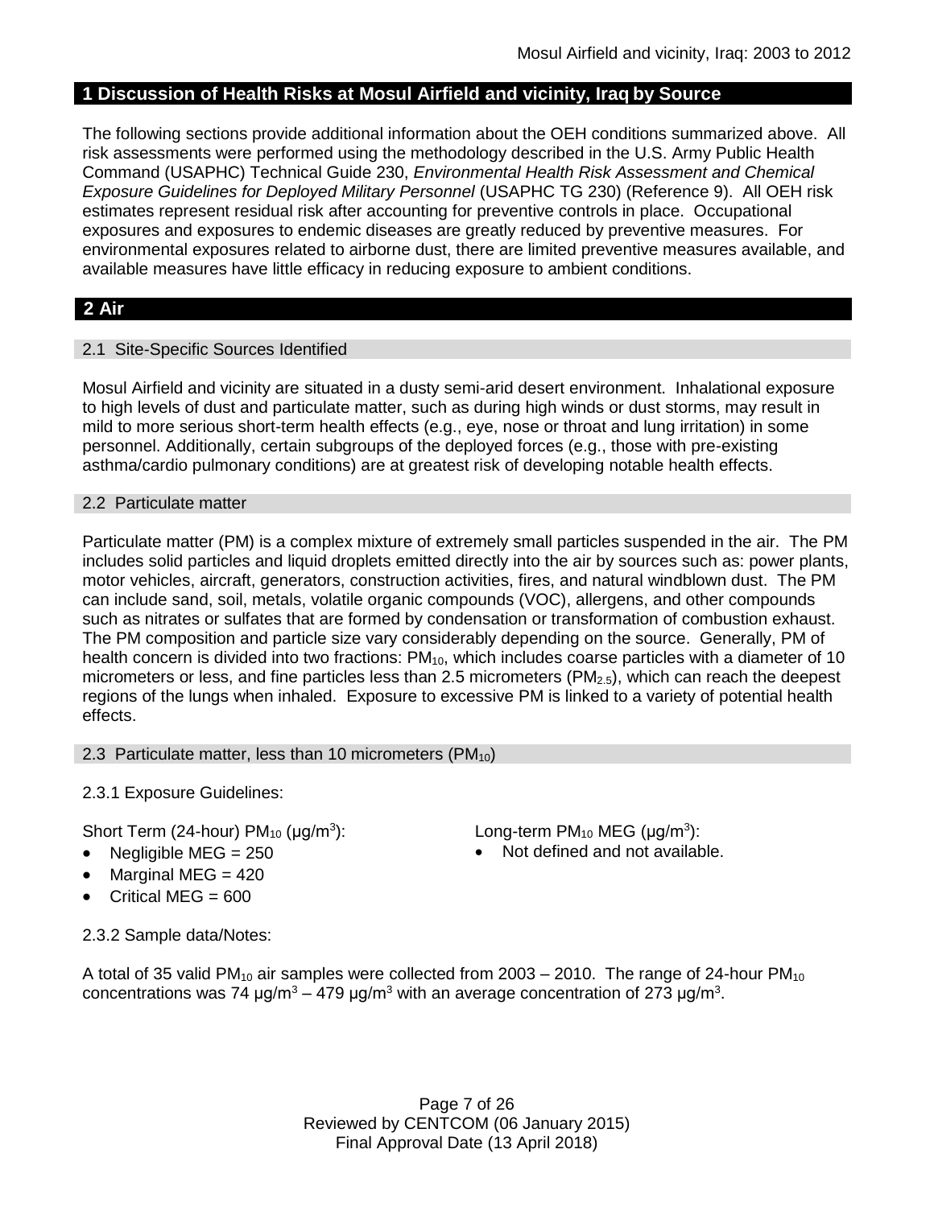## 1 Discussion of Health Risks at Mosul Airfield and vicinity, Iraq by Source

The following sections provide additional information about the OEH conditions summarized above. All risk assessments were performed using the methodology described in the U.S. Army Public Health Command (USAPHC) Technical Guide 230, *Environmental Health Risk Assessment and Chemical Exposure Guidelines for Deployed Military Personnel* (USAPHC TG 230) (Reference 9). All OEH risk estimates represent residual risk after accounting for preventive controls in place. Occupational exposures and exposures to endemic diseases are greatly reduced by preventive measures. For environmental exposures related to airborne dust, there are limited preventive measures available, and available measures have little efficacy in reducing exposure to ambient conditions.

## 2 Air

### 2.1 Site-Specific Sources Identified

Mosul Airfield and vicinity are situated in a dusty semi-arid desert environment. Inhalational exposure to high levels of dust and particulate matter, such as during high winds or dust storms, may result in mild to more serious short-term health effects (e.g., eye, nose or throat and lung irritation) in some personnel. Additionally, certain subgroups of the deployed forces (e.g., those with pre-existing asthma/cardio pulmonary conditions) are at greatest risk of developing notable health effects.

### 2.2 Particulate matter

Particulate matter (PM) is a complex mixture of extremely small particles suspended in the air. The PM includes solid particles and liquid droplets emitted directly into the air by sources such as: power plants, motor vehicles, aircraft, generators, construction activities, fires, and natural windblown dust. The PM can include sand, soil, metals, volatile organic compounds (VOC), allergens, and other compounds such as nitrates or sulfates that are formed by condensation or transformation of combustion exhaust. The PM composition and particle size vary considerably depending on the source. Generally, PM of health concern is divided into two fractions: $PM_{10}$, which includes coarse particles with a diameter of 10 micrometers or less, and fine particles less than 2.5 micrometers ($PM_{2.5}$), which can reach the deepest regions of the lungs when inhaled. Exposure to excessive PM is linked to a variety of potential health effects.

### 2.3 Particulate matter, less than 10 micrometers ($PM_{10}$)

2.3.1 Exposure Guidelines:

Short Term (24-hour) $PM_{10}$ (μg/m$^3$):

- Negligible MEG = 250
- Marginal MEG = 420
- Critical MEG = 600

Long-term $PM_{10}$ MEG (μg/m$^3$):

- Not defined and not available.

2.3.2 Sample data/Notes:

A total of 35 valid $PM_{10}$ air samples were collected from 2003 – 2010. The range of 24-hour $PM_{10}$ concentrations was 74 μg/m$^3$ – 479 μg/m$^3$ with an average concentration of 273 μg/m$^3$.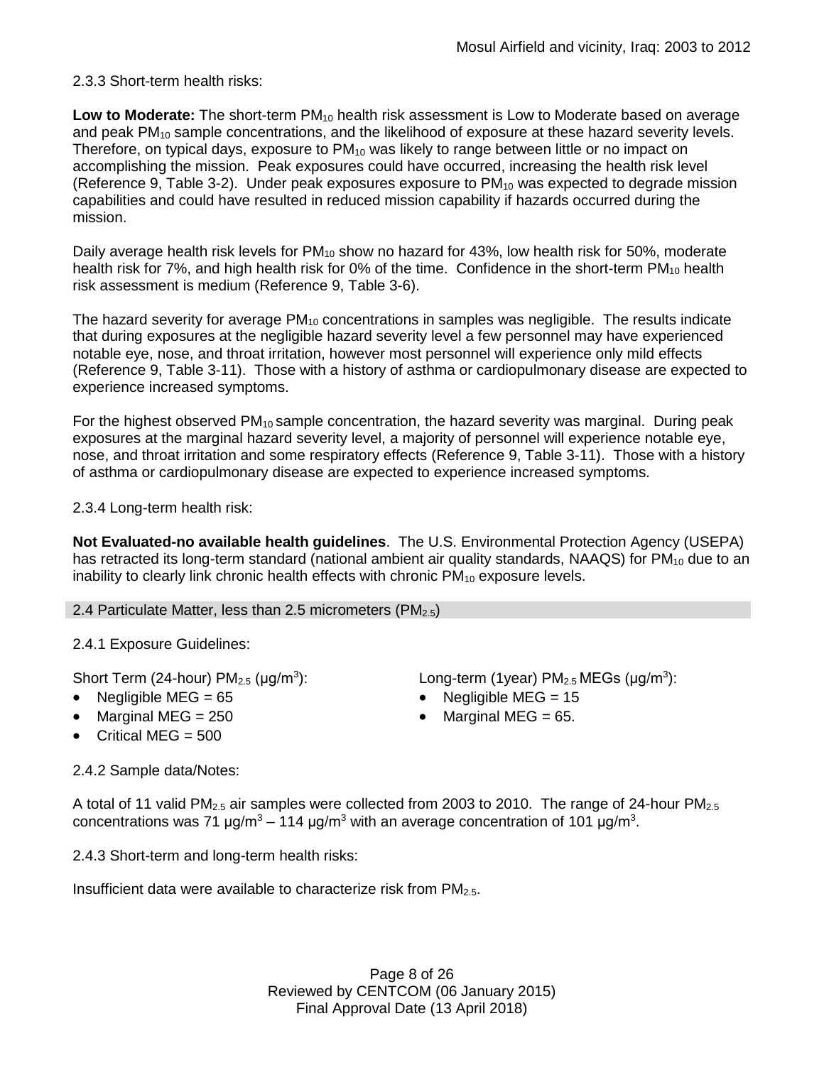2.3.3 Short-term health risks:

**Low to Moderate:** The short-term $PM_{10}$ health risk assessment is Low to Moderate based on average and peak $PM_{10}$ sample concentrations, and the likelihood of exposure at these hazard severity levels. Therefore, on typical days, exposure to $PM_{10}$ was likely to range between little or no impact on accomplishing the mission. Peak exposures could have occurred, increasing the health risk level (Reference 9, Table 3-2). Under peak exposures exposure to $PM_{10}$ was expected to degrade mission capabilities and could have resulted in reduced mission capability if hazards occurred during the mission.

Daily average health risk levels for $PM_{10}$ show no hazard for 43%, low health risk for 50%, moderate health risk for 7%, and high health risk for 0% of the time. Confidence in the short-term $PM_{10}$ health risk assessment is medium (Reference 9, Table 3-6).

The hazard severity for average $PM_{10}$ concentrations in samples was negligible. The results indicate that during exposures at the negligible hazard severity level a few personnel may have experienced notable eye, nose, and throat irritation, however most personnel will experience only mild effects (Reference 9, Table 3-11). Those with a history of asthma or cardiopulmonary disease are expected to experience increased symptoms.

For the highest observed $PM_{10}$ sample concentration, the hazard severity was marginal. During peak exposures at the marginal hazard severity level, a majority of personnel will experience notable eye, nose, and throat irritation and some respiratory effects (Reference 9, Table 3-11). Those with a history of asthma or cardiopulmonary disease are expected to experience increased symptoms.

2.3.4 Long-term health risk:

**Not Evaluated-no available health guidelines**. The U.S. Environmental Protection Agency (USEPA) has retracted its long-term standard (national ambient air quality standards, NAAQS) for $PM_{10}$ due to an inability to clearly link chronic health effects with chronic $PM_{10}$ exposure levels.

## 2.4 Particulate Matter, less than 2.5 micrometers ($PM_{2.5}$)

2.4.1 Exposure Guidelines:

Short Term (24-hour) $PM_{2.5}$ (μg/m$^3$):

- Negligible MEG = 65
- Marginal MEG = 250
- Critical MEG = 500

Long-term (1year) $PM_{2.5}$ MEGs (μg/m$^3$):

- Negligible MEG = 15
- Marginal MEG = 65.

2.4.2 Sample data/Notes:

A total of 11 valid $PM_{2.5}$ air samples were collected from 2003 to 2010. The range of 24-hour $PM_{2.5}$ concentrations was 71 μg/m$^3$ – 114 μg/m$^3$ with an average concentration of 101 μg/m$^3$.

2.4.3 Short-term and long-term health risks:

Insufficient data were available to characterize risk from $PM_{2.5}$.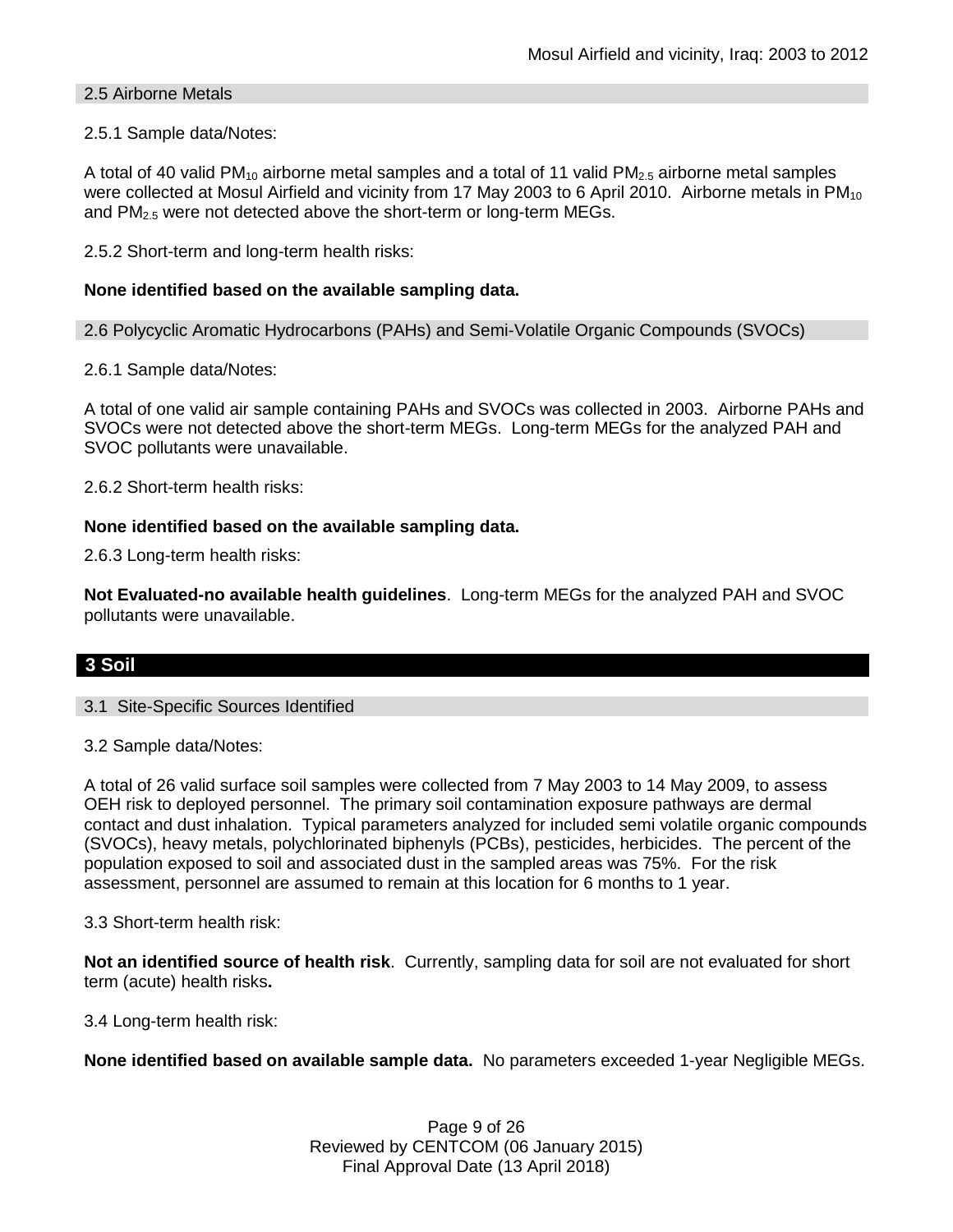### 2.5 Airborne Metals

2.5.1 Sample data/Notes:

A total of 40 valid $PM_{10}$ airborne metal samples and a total of 11 valid $PM_{2.5}$ airborne metal samples were collected at Mosul Airfield and vicinity from 17 May 2003 to 6 April 2010. Airborne metals in $PM_{10}$ and $PM_{2.5}$ were not detected above the short-term or long-term MEGs.

2.5.2 Short-term and long-term health risks:

**None identified based on the available sampling data.**

### 2.6 Polycyclic Aromatic Hydrocarbons (PAHs) and Semi-Volatile Organic Compounds (SVOCs)

2.6.1 Sample data/Notes:

A total of one valid air sample containing PAHs and SVOCs was collected in 2003. Airborne PAHs and SVOCs were not detected above the short-term MEGs. Long-term MEGs for the analyzed PAH and SVOC pollutants were unavailable.

2.6.2 Short-term health risks:

**None identified based on the available sampling data.**

2.6.3 Long-term health risks:

**Not Evaluated-no available health guidelines**. Long-term MEGs for the analyzed PAH and SVOC pollutants were unavailable.

## 3 Soil

### 3.1 Site-Specific Sources Identified

3.2 Sample data/Notes:

A total of 26 valid surface soil samples were collected from 7 May 2003 to 14 May 2009, to assess OEH risk to deployed personnel. The primary soil contamination exposure pathways are dermal contact and dust inhalation. Typical parameters analyzed for included semi volatile organic compounds (SVOCs), heavy metals, polychlorinated biphenyls (PCBs), pesticides, herbicides. The percent of the population exposed to soil and associated dust in the sampled areas was 75%. For the risk assessment, personnel are assumed to remain at this location for 6 months to 1 year.

3.3 Short-term health risk:

**Not an identified source of health risk**. Currently, sampling data for soil are not evaluated for short term (acute) health risks**.**

3.4 Long-term health risk:

**None identified based on available sample data.** No parameters exceeded 1-year Negligible MEGs.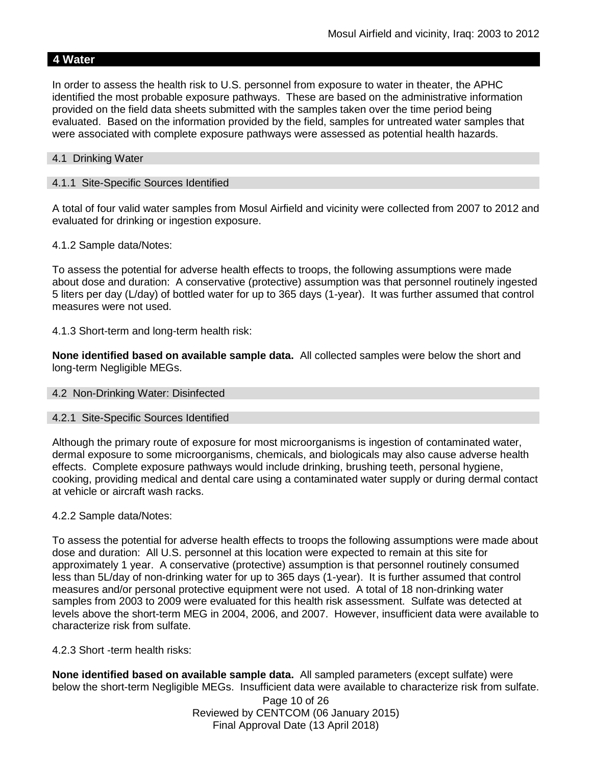## 4 Water

In order to assess the health risk to U.S. personnel from exposure to water in theater, the APHC identified the most probable exposure pathways. These are based on the administrative information provided on the field data sheets submitted with the samples taken over the time period being evaluated. Based on the information provided by the field, samples for untreated water samples that were associated with complete exposure pathways were assessed as potential health hazards.

### 4.1 Drinking Water

#### 4.1.1 Site-Specific Sources Identified

A total of four valid water samples from Mosul Airfield and vicinity were collected from 2007 to 2012 and evaluated for drinking or ingestion exposure.

4.1.2 Sample data/Notes:

To assess the potential for adverse health effects to troops, the following assumptions were made about dose and duration: A conservative (protective) assumption was that personnel routinely ingested 5 liters per day (L/day) of bottled water for up to 365 days (1-year). It was further assumed that control measures were not used.

4.1.3 Short-term and long-term health risk:

**None identified based on available sample data.** All collected samples were below the short and long-term Negligible MEGs.

### 4.2 Non-Drinking Water: Disinfected

#### 4.2.1 Site-Specific Sources Identified

Although the primary route of exposure for most microorganisms is ingestion of contaminated water, dermal exposure to some microorganisms, chemicals, and biologicals may also cause adverse health effects. Complete exposure pathways would include drinking, brushing teeth, personal hygiene, cooking, providing medical and dental care using a contaminated water supply or during dermal contact at vehicle or aircraft wash racks.

4.2.2 Sample data/Notes:

To assess the potential for adverse health effects to troops the following assumptions were made about dose and duration: All U.S. personnel at this location were expected to remain at this site for approximately 1 year. A conservative (protective) assumption is that personnel routinely consumed less than 5L/day of non-drinking water for up to 365 days (1-year). It is further assumed that control measures and/or personal protective equipment were not used. A total of 18 non-drinking water samples from 2003 to 2009 were evaluated for this health risk assessment. Sulfate was detected at levels above the short-term MEG in 2004, 2006, and 2007. However, insufficient data were available to characterize risk from sulfate.

4.2.3 Short -term health risks:

**None identified based on available sample data.** All sampled parameters (except sulfate) were below the short-term Negligible MEGs. Insufficient data were available to characterize risk from sulfate.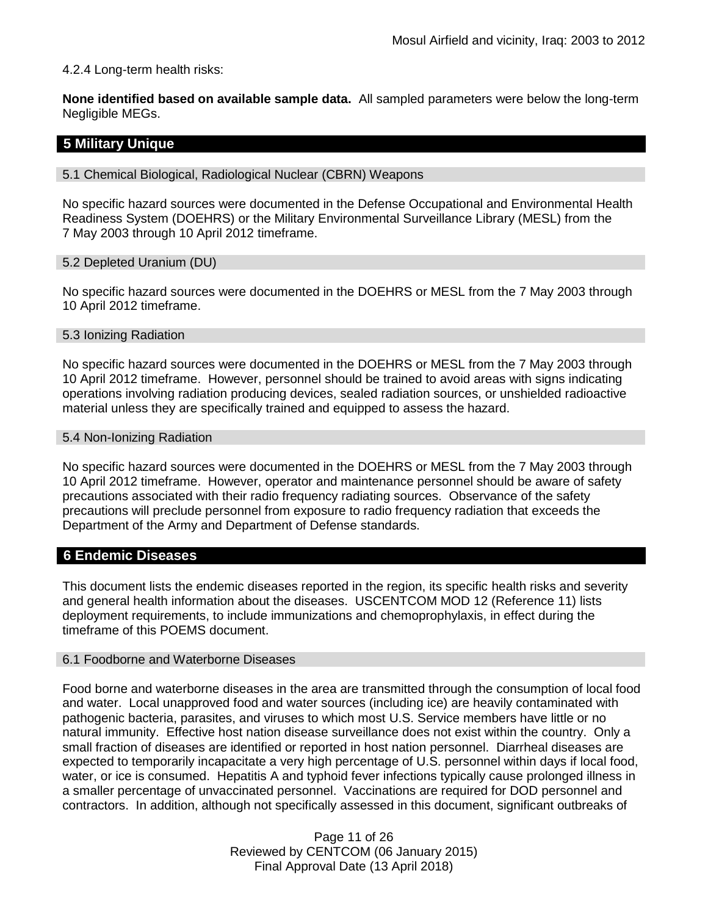4.2.4 Long-term health risks:

**None identified based on available sample data.** All sampled parameters were below the long-term Negligible MEGs.

## 5 Military Unique

### 5.1 Chemical Biological, Radiological Nuclear (CBRN) Weapons

No specific hazard sources were documented in the Defense Occupational and Environmental Health Readiness System (DOEHRS) or the Military Environmental Surveillance Library (MESL) from the 7 May 2003 through 10 April 2012 timeframe.

### 5.2 Depleted Uranium (DU)

No specific hazard sources were documented in the DOEHRS or MESL from the 7 May 2003 through 10 April 2012 timeframe.

### 5.3 Ionizing Radiation

No specific hazard sources were documented in the DOEHRS or MESL from the 7 May 2003 through 10 April 2012 timeframe. However, personnel should be trained to avoid areas with signs indicating operations involving radiation producing devices, sealed radiation sources, or unshielded radioactive material unless they are specifically trained and equipped to assess the hazard.

### 5.4 Non-Ionizing Radiation

No specific hazard sources were documented in the DOEHRS or MESL from the 7 May 2003 through 10 April 2012 timeframe. However, operator and maintenance personnel should be aware of safety precautions associated with their radio frequency radiating sources. Observance of the safety precautions will preclude personnel from exposure to radio frequency radiation that exceeds the Department of the Army and Department of Defense standards.

## 6 Endemic Diseases

This document lists the endemic diseases reported in the region, its specific health risks and severity and general health information about the diseases. USCENTCOM MOD 12 (Reference 11) lists deployment requirements, to include immunizations and chemoprophylaxis, in effect during the timeframe of this POEMS document.

### 6.1 Foodborne and Waterborne Diseases

Food borne and waterborne diseases in the area are transmitted through the consumption of local food and water. Local unapproved food and water sources (including ice) are heavily contaminated with pathogenic bacteria, parasites, and viruses to which most U.S. Service members have little or no natural immunity. Effective host nation disease surveillance does not exist within the country. Only a small fraction of diseases are identified or reported in host nation personnel. Diarrheal diseases are expected to temporarily incapacitate a very high percentage of U.S. personnel within days if local food, water, or ice is consumed. Hepatitis A and typhoid fever infections typically cause prolonged illness in a smaller percentage of unvaccinated personnel. Vaccinations are required for DOD personnel and contractors. In addition, although not specifically assessed in this document, significant outbreaks of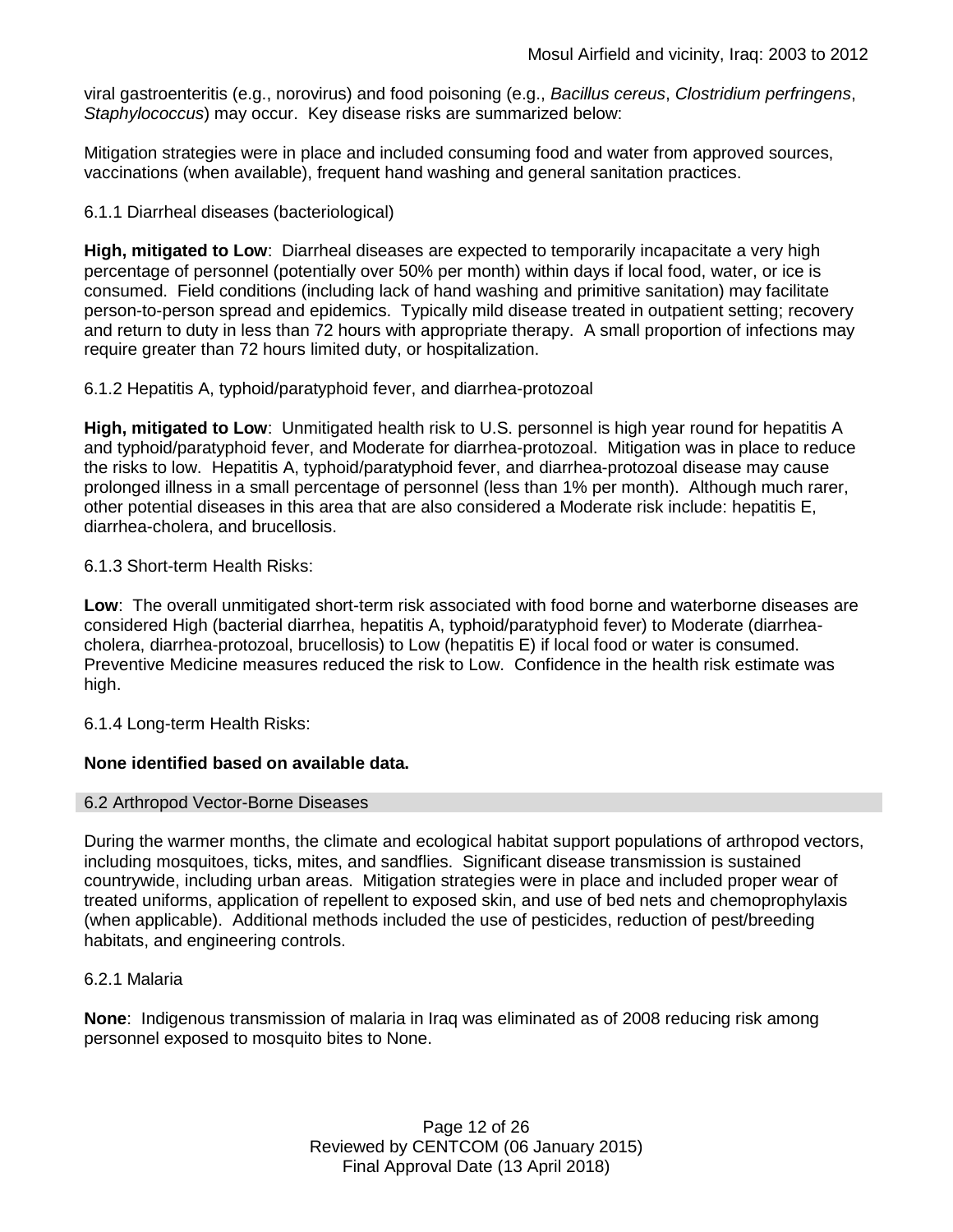viral gastroenteritis (e.g., norovirus) and food poisoning (e.g., *Bacillus cereus*, *Clostridium perfringens*, *Staphylococcus*) may occur. Key disease risks are summarized below:

Mitigation strategies were in place and included consuming food and water from approved sources, vaccinations (when available), frequent hand washing and general sanitation practices.

6.1.1 Diarrheal diseases (bacteriological)

**High, mitigated to Low**: Diarrheal diseases are expected to temporarily incapacitate a very high percentage of personnel (potentially over 50% per month) within days if local food, water, or ice is consumed. Field conditions (including lack of hand washing and primitive sanitation) may facilitate person-to-person spread and epidemics. Typically mild disease treated in outpatient setting; recovery and return to duty in less than 72 hours with appropriate therapy. A small proportion of infections may require greater than 72 hours limited duty, or hospitalization.

6.1.2 Hepatitis A, typhoid/paratyphoid fever, and diarrhea-protozoal

**High, mitigated to Low**: Unmitigated health risk to U.S. personnel is high year round for hepatitis A and typhoid/paratyphoid fever, and Moderate for diarrhea-protozoal. Mitigation was in place to reduce the risks to low. Hepatitis A, typhoid/paratyphoid fever, and diarrhea-protozoal disease may cause prolonged illness in a small percentage of personnel (less than 1% per month). Although much rarer, other potential diseases in this area that are also considered a Moderate risk include: hepatitis E, diarrhea-cholera, and brucellosis.

6.1.3 Short-term Health Risks:

**Low**: The overall unmitigated short-term risk associated with food borne and waterborne diseases are considered High (bacterial diarrhea, hepatitis A, typhoid/paratyphoid fever) to Moderate (diarrhea-cholera, diarrhea-protozoal, brucellosis) to Low (hepatitis E) if local food or water is consumed. Preventive Medicine measures reduced the risk to Low. Confidence in the health risk estimate was high.

6.1.4 Long-term Health Risks:

**None identified based on available data.**

## 6.2 Arthropod Vector-Borne Diseases

During the warmer months, the climate and ecological habitat support populations of arthropod vectors, including mosquitoes, ticks, mites, and sandflies. Significant disease transmission is sustained countrywide, including urban areas. Mitigation strategies were in place and included proper wear of treated uniforms, application of repellent to exposed skin, and use of bed nets and chemoprophylaxis (when applicable). Additional methods included the use of pesticides, reduction of pest/breeding habitats, and engineering controls.

6.2.1 Malaria

**None**: Indigenous transmission of malaria in Iraq was eliminated as of 2008 reducing risk among personnel exposed to mosquito bites to None.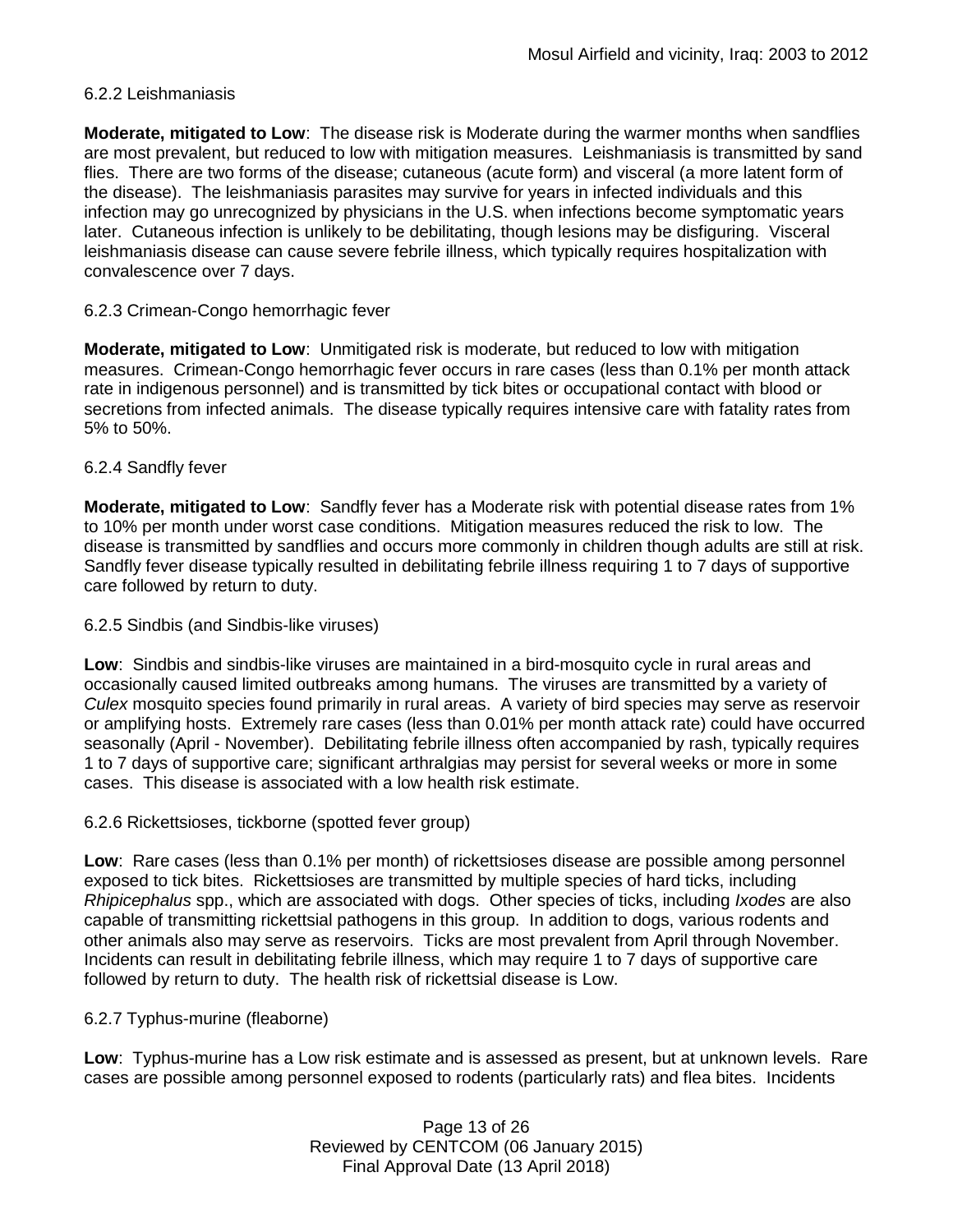#### 6.2.2 Leishmaniasis

**Moderate, mitigated to Low**: The disease risk is Moderate during the warmer months when sandflies are most prevalent, but reduced to low with mitigation measures. Leishmaniasis is transmitted by sand flies. There are two forms of the disease; cutaneous (acute form) and visceral (a more latent form of the disease). The leishmaniasis parasites may survive for years in infected individuals and this infection may go unrecognized by physicians in the U.S. when infections become symptomatic years later. Cutaneous infection is unlikely to be debilitating, though lesions may be disfiguring. Visceral leishmaniasis disease can cause severe febrile illness, which typically requires hospitalization with convalescence over 7 days.

#### 6.2.3 Crimean-Congo hemorrhagic fever

**Moderate, mitigated to Low**: Unmitigated risk is moderate, but reduced to low with mitigation measures. Crimean-Congo hemorrhagic fever occurs in rare cases (less than 0.1% per month attack rate in indigenous personnel) and is transmitted by tick bites or occupational contact with blood or secretions from infected animals. The disease typically requires intensive care with fatality rates from 5% to 50%.

#### 6.2.4 Sandfly fever

**Moderate, mitigated to Low**: Sandfly fever has a Moderate risk with potential disease rates from 1% to 10% per month under worst case conditions. Mitigation measures reduced the risk to low. The disease is transmitted by sandflies and occurs more commonly in children though adults are still at risk. Sandfly fever disease typically resulted in debilitating febrile illness requiring 1 to 7 days of supportive care followed by return to duty.

#### 6.2.5 Sindbis (and Sindbis-like viruses)

**Low**: Sindbis and sindbis-like viruses are maintained in a bird-mosquito cycle in rural areas and occasionally caused limited outbreaks among humans. The viruses are transmitted by a variety of *Culex* mosquito species found primarily in rural areas. A variety of bird species may serve as reservoir or amplifying hosts. Extremely rare cases (less than 0.01% per month attack rate) could have occurred seasonally (April - November). Debilitating febrile illness often accompanied by rash, typically requires 1 to 7 days of supportive care; significant arthralgias may persist for several weeks or more in some cases. This disease is associated with a low health risk estimate.

#### 6.2.6 Rickettsioses, tickborne (spotted fever group)

**Low**: Rare cases (less than 0.1% per month) of rickettsioses disease are possible among personnel exposed to tick bites. Rickettsioses are transmitted by multiple species of hard ticks, including *Rhipicephalus* spp., which are associated with dogs. Other species of ticks, including *Ixodes* are also capable of transmitting rickettsial pathogens in this group. In addition to dogs, various rodents and other animals also may serve as reservoirs. Ticks are most prevalent from April through November. Incidents can result in debilitating febrile illness, which may require 1 to 7 days of supportive care followed by return to duty. The health risk of rickettsial disease is Low.

#### 6.2.7 Typhus-murine (fleaborne)

**Low**: Typhus-murine has a Low risk estimate and is assessed as present, but at unknown levels. Rare cases are possible among personnel exposed to rodents (particularly rats) and flea bites. Incidents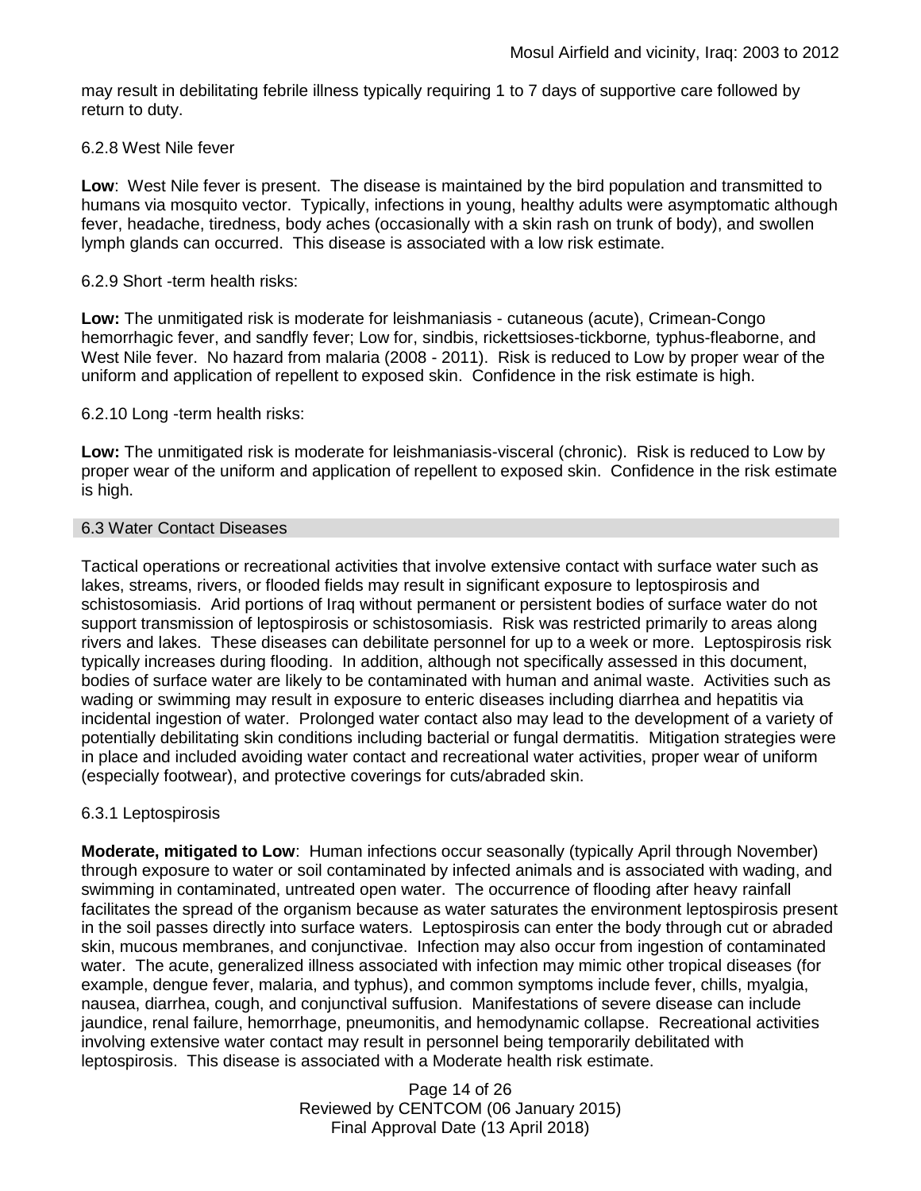may result in debilitating febrile illness typically requiring 1 to 7 days of supportive care followed by return to duty.

#### 6.2.8 West Nile fever

**Low**: West Nile fever is present. The disease is maintained by the bird population and transmitted to humans via mosquito vector. Typically, infections in young, healthy adults were asymptomatic although fever, headache, tiredness, body aches (occasionally with a skin rash on trunk of body), and swollen lymph glands can occurred. This disease is associated with a low risk estimate.

#### 6.2.9 Short -term health risks:

**Low:** The unmitigated risk is moderate for leishmaniasis - cutaneous (acute), Crimean-Congo hemorrhagic fever, and sandfly fever; Low for, sindbis, rickettsioses-tickborne*,* typhus-fleaborne, and West Nile fever. No hazard from malaria (2008 - 2011). Risk is reduced to Low by proper wear of the uniform and application of repellent to exposed skin. Confidence in the risk estimate is high.

#### 6.2.10 Long -term health risks:

**Low:** The unmitigated risk is moderate for leishmaniasis-visceral (chronic). Risk is reduced to Low by proper wear of the uniform and application of repellent to exposed skin. Confidence in the risk estimate is high.

### 6.3 Water Contact Diseases

Tactical operations or recreational activities that involve extensive contact with surface water such as lakes, streams, rivers, or flooded fields may result in significant exposure to leptospirosis and schistosomiasis. Arid portions of Iraq without permanent or persistent bodies of surface water do not support transmission of leptospirosis or schistosomiasis. Risk was restricted primarily to areas along rivers and lakes. These diseases can debilitate personnel for up to a week or more. Leptospirosis risk typically increases during flooding. In addition, although not specifically assessed in this document, bodies of surface water are likely to be contaminated with human and animal waste. Activities such as wading or swimming may result in exposure to enteric diseases including diarrhea and hepatitis via incidental ingestion of water. Prolonged water contact also may lead to the development of a variety of potentially debilitating skin conditions including bacterial or fungal dermatitis. Mitigation strategies were in place and included avoiding water contact and recreational water activities, proper wear of uniform (especially footwear), and protective coverings for cuts/abraded skin.

#### 6.3.1 Leptospirosis

**Moderate, mitigated to Low**: Human infections occur seasonally (typically April through November) through exposure to water or soil contaminated by infected animals and is associated with wading, and swimming in contaminated, untreated open water. The occurrence of flooding after heavy rainfall facilitates the spread of the organism because as water saturates the environment leptospirosis present in the soil passes directly into surface waters. Leptospirosis can enter the body through cut or abraded skin, mucous membranes, and conjunctivae. Infection may also occur from ingestion of contaminated water. The acute, generalized illness associated with infection may mimic other tropical diseases (for example, dengue fever, malaria, and typhus), and common symptoms include fever, chills, myalgia, nausea, diarrhea, cough, and conjunctival suffusion. Manifestations of severe disease can include jaundice, renal failure, hemorrhage, pneumonitis, and hemodynamic collapse. Recreational activities involving extensive water contact may result in personnel being temporarily debilitated with leptospirosis. This disease is associated with a Moderate health risk estimate.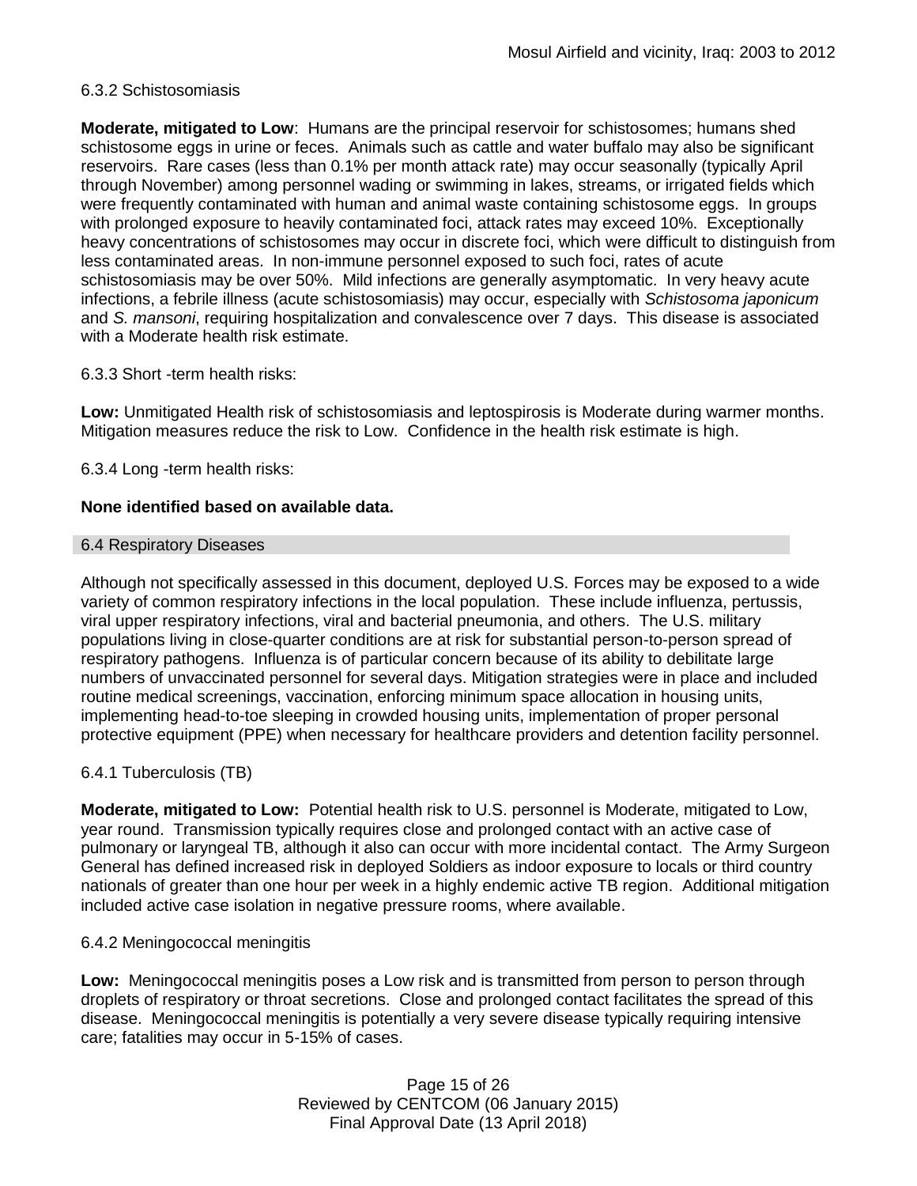6.3.2 Schistosomiasis

**Moderate, mitigated to Low**: Humans are the principal reservoir for schistosomes; humans shed schistosome eggs in urine or feces. Animals such as cattle and water buffalo may also be significant reservoirs. Rare cases (less than 0.1% per month attack rate) may occur seasonally (typically April through November) among personnel wading or swimming in lakes, streams, or irrigated fields which were frequently contaminated with human and animal waste containing schistosome eggs. In groups with prolonged exposure to heavily contaminated foci, attack rates may exceed 10%. Exceptionally heavy concentrations of schistosomes may occur in discrete foci, which were difficult to distinguish from less contaminated areas. In non-immune personnel exposed to such foci, rates of acute schistosomiasis may be over 50%. Mild infections are generally asymptomatic. In very heavy acute infections, a febrile illness (acute schistosomiasis) may occur, especially with *Schistosoma japonicum* and *S. mansoni*, requiring hospitalization and convalescence over 7 days. This disease is associated with a Moderate health risk estimate.

6.3.3 Short -term health risks:

**Low:** Unmitigated Health risk of schistosomiasis and leptospirosis is Moderate during warmer months. Mitigation measures reduce the risk to Low. Confidence in the health risk estimate is high.

6.3.4 Long -term health risks:

**None identified based on available data.**

## 6.4 Respiratory Diseases

Although not specifically assessed in this document, deployed U.S. Forces may be exposed to a wide variety of common respiratory infections in the local population. These include influenza, pertussis, viral upper respiratory infections, viral and bacterial pneumonia, and others. The U.S. military populations living in close-quarter conditions are at risk for substantial person-to-person spread of respiratory pathogens. Influenza is of particular concern because of its ability to debilitate large numbers of unvaccinated personnel for several days. Mitigation strategies were in place and included routine medical screenings, vaccination, enforcing minimum space allocation in housing units, implementing head-to-toe sleeping in crowded housing units, implementation of proper personal protective equipment (PPE) when necessary for healthcare providers and detention facility personnel.

6.4.1 Tuberculosis (TB)

**Moderate, mitigated to Low:** Potential health risk to U.S. personnel is Moderate, mitigated to Low, year round. Transmission typically requires close and prolonged contact with an active case of pulmonary or laryngeal TB, although it also can occur with more incidental contact. The Army Surgeon General has defined increased risk in deployed Soldiers as indoor exposure to locals or third country nationals of greater than one hour per week in a highly endemic active TB region. Additional mitigation included active case isolation in negative pressure rooms, where available.

6.4.2 Meningococcal meningitis

**Low:** Meningococcal meningitis poses a Low risk and is transmitted from person to person through droplets of respiratory or throat secretions. Close and prolonged contact facilitates the spread of this disease. Meningococcal meningitis is potentially a very severe disease typically requiring intensive care; fatalities may occur in 5-15% of cases.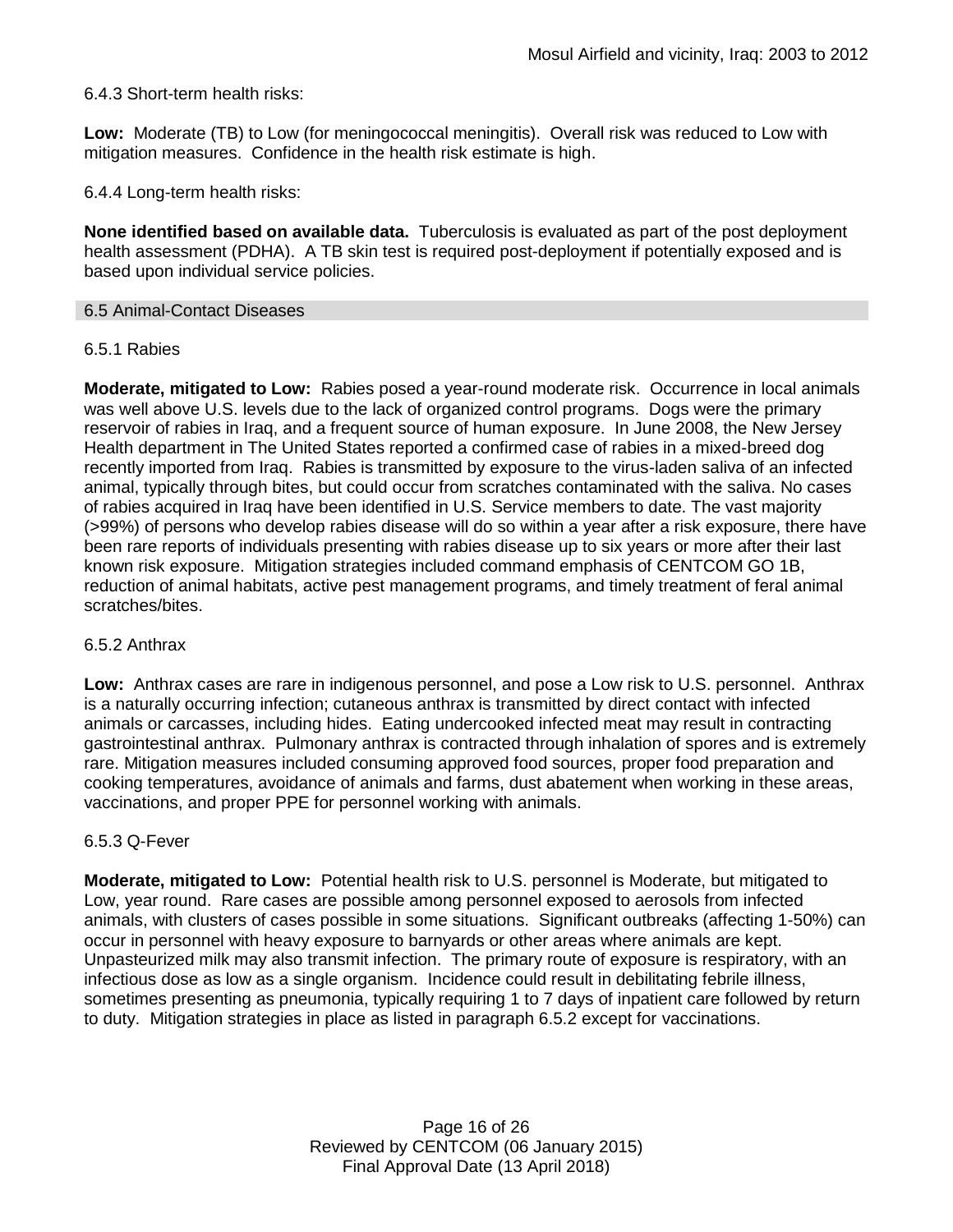6.4.3 Short-term health risks:

**Low:** Moderate (TB) to Low (for meningococcal meningitis). Overall risk was reduced to Low with mitigation measures. Confidence in the health risk estimate is high.

6.4.4 Long-term health risks:

**None identified based on available data.** Tuberculosis is evaluated as part of the post deployment health assessment (PDHA). A TB skin test is required post-deployment if potentially exposed and is based upon individual service policies.

## 6.5 Animal-Contact Diseases

### 6.5.1 Rabies

**Moderate, mitigated to Low:** Rabies posed a year-round moderate risk. Occurrence in local animals was well above U.S. levels due to the lack of organized control programs. Dogs were the primary reservoir of rabies in Iraq, and a frequent source of human exposure. In June 2008, the New Jersey Health department in The United States reported a confirmed case of rabies in a mixed-breed dog recently imported from Iraq. Rabies is transmitted by exposure to the virus-laden saliva of an infected animal, typically through bites, but could occur from scratches contaminated with the saliva. No cases of rabies acquired in Iraq have been identified in U.S. Service members to date. The vast majority (>99%) of persons who develop rabies disease will do so within a year after a risk exposure, there have been rare reports of individuals presenting with rabies disease up to six years or more after their last known risk exposure. Mitigation strategies included command emphasis of CENTCOM GO 1B, reduction of animal habitats, active pest management programs, and timely treatment of feral animal scratches/bites.

### 6.5.2 Anthrax

**Low:** Anthrax cases are rare in indigenous personnel, and pose a Low risk to U.S. personnel. Anthrax is a naturally occurring infection; cutaneous anthrax is transmitted by direct contact with infected animals or carcasses, including hides. Eating undercooked infected meat may result in contracting gastrointestinal anthrax. Pulmonary anthrax is contracted through inhalation of spores and is extremely rare. Mitigation measures included consuming approved food sources, proper food preparation and cooking temperatures, avoidance of animals and farms, dust abatement when working in these areas, vaccinations, and proper PPE for personnel working with animals.

### 6.5.3 Q-Fever

**Moderate, mitigated to Low:** Potential health risk to U.S. personnel is Moderate, but mitigated to Low, year round. Rare cases are possible among personnel exposed to aerosols from infected animals, with clusters of cases possible in some situations. Significant outbreaks (affecting 1-50%) can occur in personnel with heavy exposure to barnyards or other areas where animals are kept. Unpasteurized milk may also transmit infection. The primary route of exposure is respiratory, with an infectious dose as low as a single organism. Incidence could result in debilitating febrile illness, sometimes presenting as pneumonia, typically requiring 1 to 7 days of inpatient care followed by return to duty. Mitigation strategies in place as listed in paragraph 6.5.2 except for vaccinations.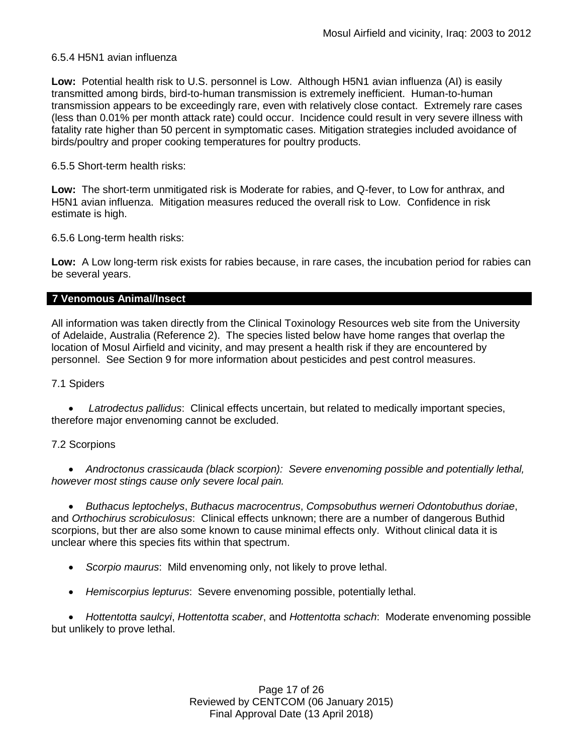6.5.4 H5N1 avian influenza

**Low:** Potential health risk to U.S. personnel is Low. Although H5N1 avian influenza (AI) is easily transmitted among birds, bird-to-human transmission is extremely inefficient. Human-to-human transmission appears to be exceedingly rare, even with relatively close contact. Extremely rare cases (less than 0.01% per month attack rate) could occur. Incidence could result in very severe illness with fatality rate higher than 50 percent in symptomatic cases. Mitigation strategies included avoidance of birds/poultry and proper cooking temperatures for poultry products.

6.5.5 Short-term health risks:

**Low:** The short-term unmitigated risk is Moderate for rabies, and Q-fever, to Low for anthrax, and H5N1 avian influenza. Mitigation measures reduced the overall risk to Low. Confidence in risk estimate is high.

6.5.6 Long-term health risks:

**Low:** A Low long-term risk exists for rabies because, in rare cases, the incubation period for rabies can be several years.

## 7 Venomous Animal/Insect

All information was taken directly from the Clinical Toxinology Resources web site from the University of Adelaide, Australia (Reference 2). The species listed below have home ranges that overlap the location of Mosul Airfield and vicinity, and may present a health risk if they are encountered by personnel. See Section 9 for more information about pesticides and pest control measures.

7.1 Spiders

- *Latrodectus pallidus*: Clinical effects uncertain, but related to medically important species, therefore major envenoming cannot be excluded.

7.2 Scorpions

- *Androctonus crassicauda (black scorpion): Severe envenoming possible and potentially lethal, however most stings cause only severe local pain.*
- *Buthacus leptochelys*, *Buthacus macrocentrus*, *Compsobuthus werneri Odontobuthus doriae*, and *Orthochirus scrobiculosus*: Clinical effects unknown; there are a number of dangerous Buthid scorpions, but ther are also some known to cause minimal effects only. Without clinical data it is unclear where this species fits within that spectrum.
- *Scorpio maurus*: Mild envenoming only, not likely to prove lethal.
- *Hemiscorpius lepturus*: Severe envenoming possible, potentially lethal.
- *Hottentotta saulcyi*, *Hottentotta scaber*, and *Hottentotta schach*: Moderate envenoming possible but unlikely to prove lethal.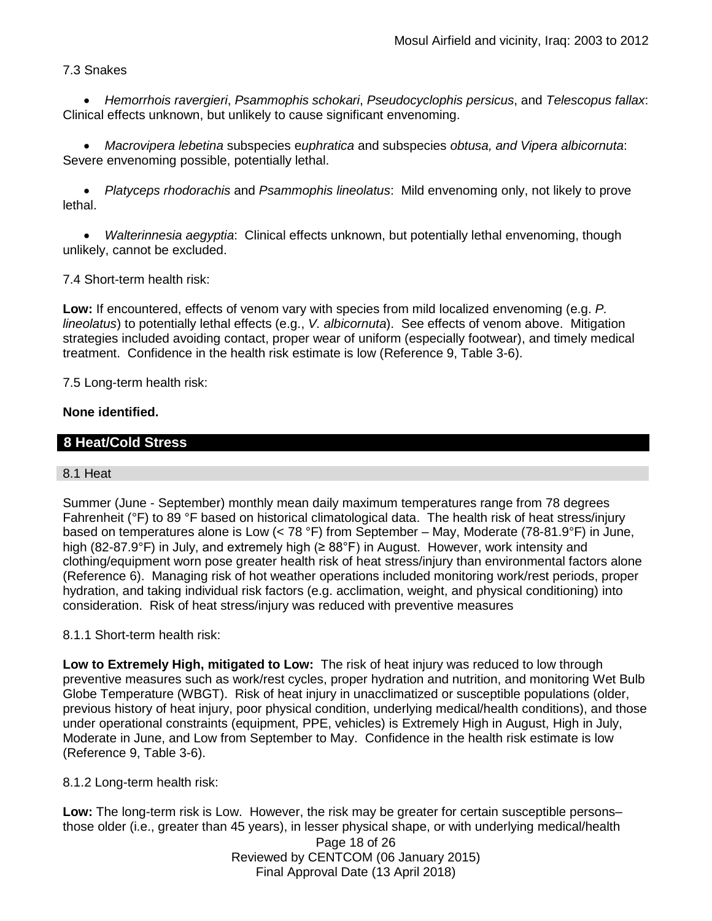7.3 Snakes

- *Hemorrhois ravergieri*, *Psammophis schokari*, *Pseudocyclophis persicus*, and *Telescopus fallax*: Clinical effects unknown, but unlikely to cause significant envenoming.

- *Macrovipera lebetina* subspecies e*uphratica* and subspecies *obtusa, and Vipera albicornuta*: Severe envenoming possible, potentially lethal.

- *Platyceps rhodorachis* and *Psammophis lineolatus*: Mild envenoming only, not likely to prove lethal.

- *Walterinnesia aegyptia*: Clinical effects unknown, but potentially lethal envenoming, though unlikely, cannot be excluded.

7.4 Short-term health risk:

**Low:** If encountered, effects of venom vary with species from mild localized envenoming (e.g. *P. lineolatus*) to potentially lethal effects (e.g., *V. albicornuta*). See effects of venom above. Mitigation strategies included avoiding contact, proper wear of uniform (especially footwear), and timely medical treatment. Confidence in the health risk estimate is low (Reference 9, Table 3-6).

7.5 Long-term health risk:

**None identified.**

## 8 Heat/Cold Stress

### 8.1 Heat

Summer (June - September) monthly mean daily maximum temperatures range from 78 degrees Fahrenheit (°F) to 89 °F based on historical climatological data. The health risk of heat stress/injury based on temperatures alone is Low (< 78 °F) from September – May, Moderate (78-81.9°F) in June, high (82-87.9°F) in July, and extremely high (≥ 88°F) in August. However, work intensity and clothing/equipment worn pose greater health risk of heat stress/injury than environmental factors alone (Reference 6). Managing risk of hot weather operations included monitoring work/rest periods, proper hydration, and taking individual risk factors (e.g. acclimation, weight, and physical conditioning) into consideration. Risk of heat stress/injury was reduced with preventive measures

8.1.1 Short-term health risk:

**Low to Extremely High, mitigated to Low:** The risk of heat injury was reduced to low through preventive measures such as work/rest cycles, proper hydration and nutrition, and monitoring Wet Bulb Globe Temperature (WBGT). Risk of heat injury in unacclimatized or susceptible populations (older, previous history of heat injury, poor physical condition, underlying medical/health conditions), and those under operational constraints (equipment, PPE, vehicles) is Extremely High in August, High in July, Moderate in June, and Low from September to May. Confidence in the health risk estimate is low (Reference 9, Table 3-6).

8.1.2 Long-term health risk:

**Low:** The long-term risk is Low. However, the risk may be greater for certain susceptible persons– those older (i.e., greater than 45 years), in lesser physical shape, or with underlying medical/health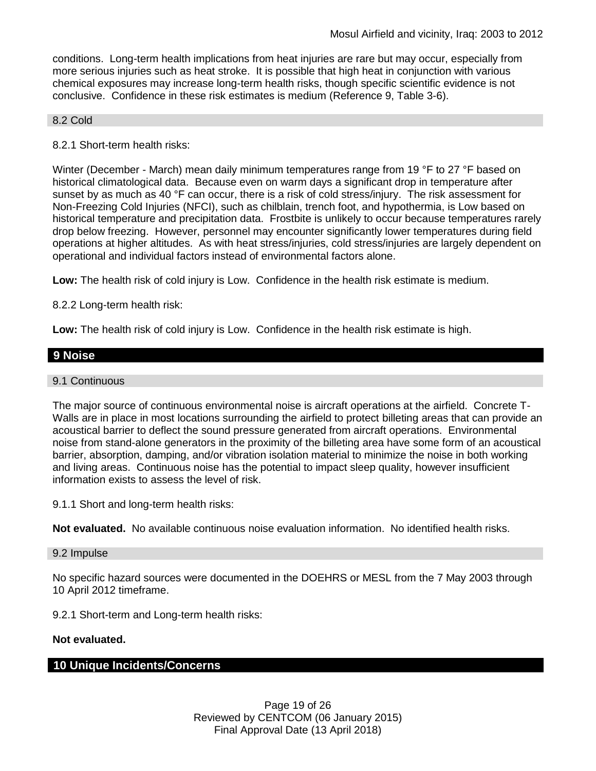conditions. Long-term health implications from heat injuries are rare but may occur, especially from more serious injuries such as heat stroke. It is possible that high heat in conjunction with various chemical exposures may increase long-term health risks, though specific scientific evidence is not conclusive. Confidence in these risk estimates is medium (Reference 9, Table 3-6).

### 8.2 Cold

8.2.1 Short-term health risks:

Winter (December - March) mean daily minimum temperatures range from 19 °F to 27 °F based on historical climatological data. Because even on warm days a significant drop in temperature after sunset by as much as 40 °F can occur, there is a risk of cold stress/injury. The risk assessment for Non-Freezing Cold Injuries (NFCI), such as chilblain, trench foot, and hypothermia, is Low based on historical temperature and precipitation data. Frostbite is unlikely to occur because temperatures rarely drop below freezing. However, personnel may encounter significantly lower temperatures during field operations at higher altitudes. As with heat stress/injuries, cold stress/injuries are largely dependent on operational and individual factors instead of environmental factors alone.

**Low:** The health risk of cold injury is Low. Confidence in the health risk estimate is medium.

8.2.2 Long-term health risk:

**Low:** The health risk of cold injury is Low. Confidence in the health risk estimate is high.

## 9 Noise

### 9.1 Continuous

The major source of continuous environmental noise is aircraft operations at the airfield. Concrete T-Walls are in place in most locations surrounding the airfield to protect billeting areas that can provide an acoustical barrier to deflect the sound pressure generated from aircraft operations. Environmental noise from stand-alone generators in the proximity of the billeting area have some form of an acoustical barrier, absorption, damping, and/or vibration isolation material to minimize the noise in both working and living areas. Continuous noise has the potential to impact sleep quality, however insufficient information exists to assess the level of risk.

9.1.1 Short and long-term health risks:

**Not evaluated.** No available continuous noise evaluation information. No identified health risks.

### 9.2 Impulse

No specific hazard sources were documented in the DOEHRS or MESL from the 7 May 2003 through 10 April 2012 timeframe.

9.2.1 Short-term and Long-term health risks:

**Not evaluated.**

## 10 Unique Incidents/Concerns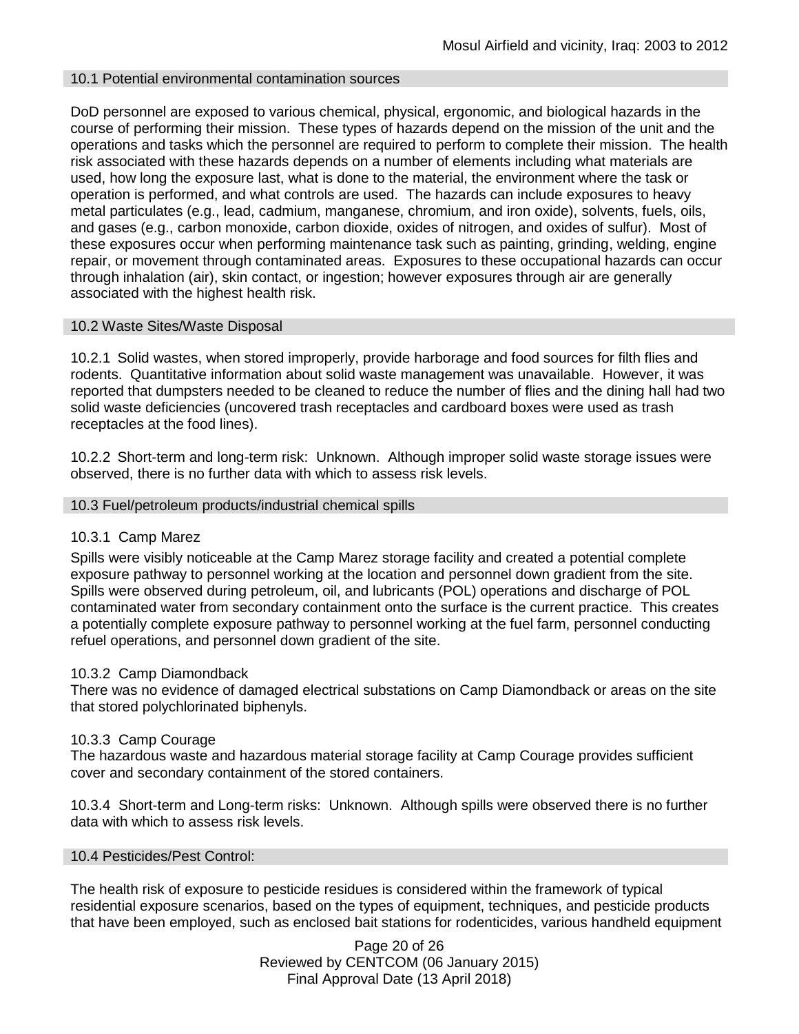### 10.1 Potential environmental contamination sources

DoD personnel are exposed to various chemical, physical, ergonomic, and biological hazards in the course of performing their mission. These types of hazards depend on the mission of the unit and the operations and tasks which the personnel are required to perform to complete their mission. The health risk associated with these hazards depends on a number of elements including what materials are used, how long the exposure last, what is done to the material, the environment where the task or operation is performed, and what controls are used. The hazards can include exposures to heavy metal particulates (e.g., lead, cadmium, manganese, chromium, and iron oxide), solvents, fuels, oils, and gases (e.g., carbon monoxide, carbon dioxide, oxides of nitrogen, and oxides of sulfur). Most of these exposures occur when performing maintenance task such as painting, grinding, welding, engine repair, or movement through contaminated areas. Exposures to these occupational hazards can occur through inhalation (air), skin contact, or ingestion; however exposures through air are generally associated with the highest health risk.

### 10.2 Waste Sites/Waste Disposal

10.2.1 Solid wastes, when stored improperly, provide harborage and food sources for filth flies and rodents. Quantitative information about solid waste management was unavailable. However, it was reported that dumpsters needed to be cleaned to reduce the number of flies and the dining hall had two solid waste deficiencies (uncovered trash receptacles and cardboard boxes were used as trash receptacles at the food lines).

10.2.2 Short-term and long-term risk: Unknown. Although improper solid waste storage issues were observed, there is no further data with which to assess risk levels.

### 10.3 Fuel/petroleum products/industrial chemical spills

#### 10.3.1 Camp Marez

Spills were visibly noticeable at the Camp Marez storage facility and created a potential complete exposure pathway to personnel working at the location and personnel down gradient from the site. Spills were observed during petroleum, oil, and lubricants (POL) operations and discharge of POL contaminated water from secondary containment onto the surface is the current practice. This creates a potentially complete exposure pathway to personnel working at the fuel farm, personnel conducting refuel operations, and personnel down gradient of the site.

#### 10.3.2 Camp Diamondback

There was no evidence of damaged electrical substations on Camp Diamondback or areas on the site that stored polychlorinated biphenyls.

#### 10.3.3 Camp Courage

The hazardous waste and hazardous material storage facility at Camp Courage provides sufficient cover and secondary containment of the stored containers.

10.3.4 Short-term and Long-term risks: Unknown. Although spills were observed there is no further data with which to assess risk levels.

### 10.4 Pesticides/Pest Control:

The health risk of exposure to pesticide residues is considered within the framework of typical residential exposure scenarios, based on the types of equipment, techniques, and pesticide products that have been employed, such as enclosed bait stations for rodenticides, various handheld equipment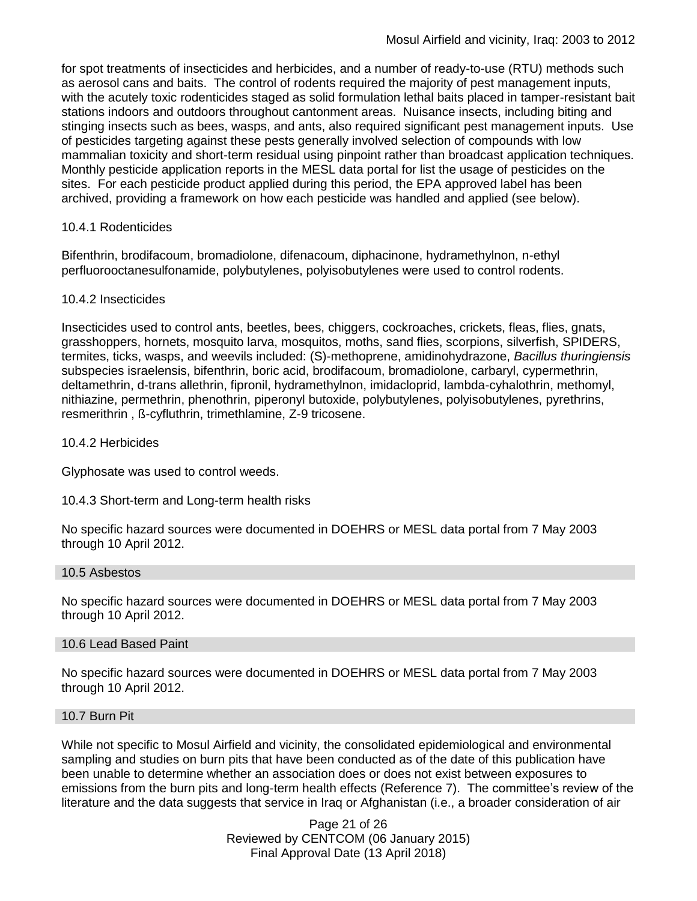for spot treatments of insecticides and herbicides, and a number of ready-to-use (RTU) methods such as aerosol cans and baits. The control of rodents required the majority of pest management inputs, with the acutely toxic rodenticides staged as solid formulation lethal baits placed in tamper-resistant bait stations indoors and outdoors throughout cantonment areas. Nuisance insects, including biting and stinging insects such as bees, wasps, and ants, also required significant pest management inputs. Use of pesticides targeting against these pests generally involved selection of compounds with low mammalian toxicity and short-term residual using pinpoint rather than broadcast application techniques. Monthly pesticide application reports in the MESL data portal for list the usage of pesticides on the sites. For each pesticide product applied during this period, the EPA approved label has been archived, providing a framework on how each pesticide was handled and applied (see below).

#### 10.4.1 Rodenticides

Bifenthrin, brodifacoum, bromadiolone, difenacoum, diphacinone, hydramethylnon, n-ethyl perfluorooctanesulfonamide, polybutylenes, polyisobutylenes were used to control rodents.

#### 10.4.2 Insecticides

Insecticides used to control ants, beetles, bees, chiggers, cockroaches, crickets, fleas, flies, gnats, grasshoppers, hornets, mosquito larva, mosquitos, moths, sand flies, scorpions, silverfish, SPIDERS, termites, ticks, wasps, and weevils included: (S)-methoprene, amidinohydrazone, *Bacillus thuringiensis* subspecies israelensis, bifenthrin, boric acid, brodifacoum, bromadiolone, carbaryl, cypermethrin, deltamethrin, d-trans allethrin, fipronil, hydramethylnon, imidacloprid, lambda-cyhalothrin, methomyl, nithiazine, permethrin, phenothrin, piperonyl butoxide, polybutylenes, polyisobutylenes, pyrethrins, resmerithrin , ß-cyfluthrin, trimethlamine, Z-9 tricosene.

#### 10.4.2 Herbicides

Glyphosate was used to control weeds.

#### 10.4.3 Short-term and Long-term health risks

No specific hazard sources were documented in DOEHRS or MESL data portal from 7 May 2003 through 10 April 2012.

### 10.5 Asbestos

No specific hazard sources were documented in DOEHRS or MESL data portal from 7 May 2003 through 10 April 2012.

### 10.6 Lead Based Paint

No specific hazard sources were documented in DOEHRS or MESL data portal from 7 May 2003 through 10 April 2012.

### 10.7 Burn Pit

While not specific to Mosul Airfield and vicinity, the consolidated epidemiological and environmental sampling and studies on burn pits that have been conducted as of the date of this publication have been unable to determine whether an association does or does not exist between exposures to emissions from the burn pits and long-term health effects (Reference 7). The committee's review of the literature and the data suggests that service in Iraq or Afghanistan (i.e., a broader consideration of air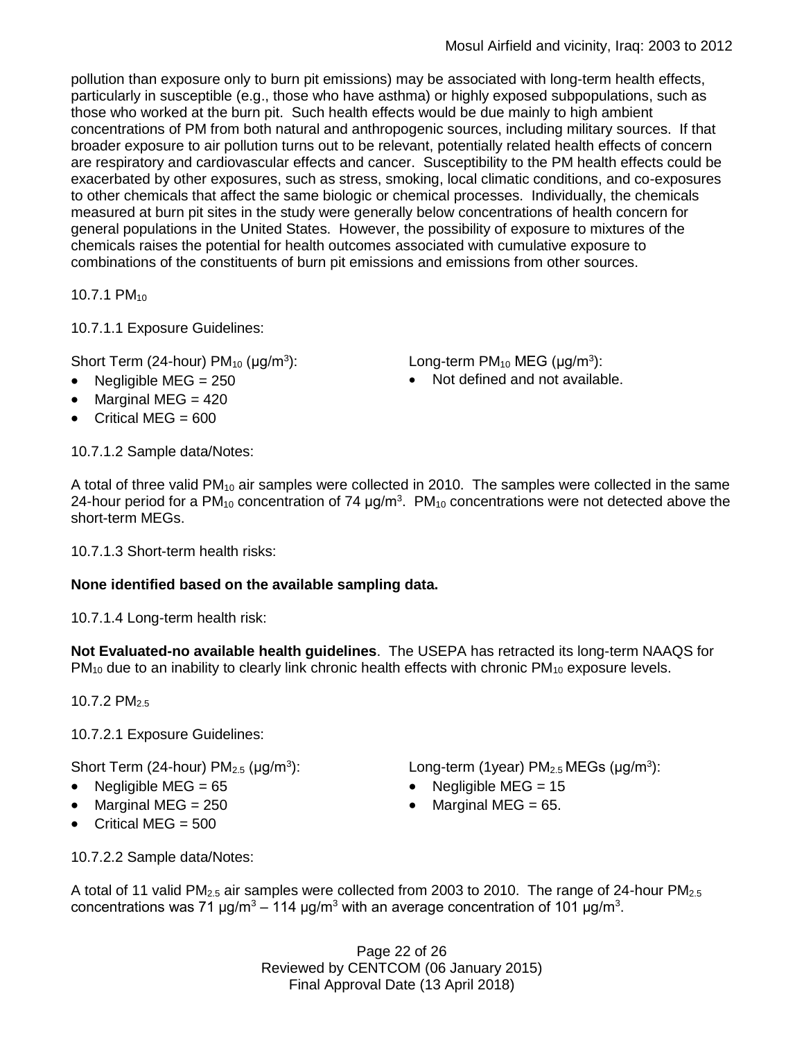pollution than exposure only to burn pit emissions) may be associated with long-term health effects, particularly in susceptible (e.g., those who have asthma) or highly exposed subpopulations, such as those who worked at the burn pit. Such health effects would be due mainly to high ambient concentrations of PM from both natural and anthropogenic sources, including military sources. If that broader exposure to air pollution turns out to be relevant, potentially related health effects of concern are respiratory and cardiovascular effects and cancer. Susceptibility to the PM health effects could be exacerbated by other exposures, such as stress, smoking, local climatic conditions, and co-exposures to other chemicals that affect the same biologic or chemical processes. Individually, the chemicals measured at burn pit sites in the study were generally below concentrations of health concern for general populations in the United States. However, the possibility of exposure to mixtures of the chemicals raises the potential for health outcomes associated with cumulative exposure to combinations of the constituents of burn pit emissions and emissions from other sources.

10.7.1 $PM_{10}$

10.7.1.1 Exposure Guidelines:

Short Term (24-hour) $PM_{10}$ (μg/m$^3$):

- Negligible MEG = 250
- Marginal MEG = 420
- Critical MEG = 600

Long-term $PM_{10}$ MEG (μg/m$^3$):

- Not defined and not available.

10.7.1.2 Sample data/Notes:

A total of three valid $PM_{10}$ air samples were collected in 2010. The samples were collected in the same 24-hour period for a $PM_{10}$ concentration of 74 μg/m$^3$. $PM_{10}$ concentrations were not detected above the short-term MEGs.

10.7.1.3 Short-term health risks:

**None identified based on the available sampling data.**

10.7.1.4 Long-term health risk:

**Not Evaluated-no available health guidelines**. The USEPA has retracted its long-term NAAQS for $PM_{10}$ due to an inability to clearly link chronic health effects with chronic $PM_{10}$ exposure levels.

10.7.2 $PM_{2.5}$

10.7.2.1 Exposure Guidelines:

Short Term (24-hour) $PM_{2.5}$ (μg/m$^3$):

- Negligible MEG = 65
- Marginal MEG = 250
- Critical MEG = 500

Long-term (1year) $PM_{2.5}$ MEGs (μg/m$^3$):

- Negligible MEG = 15
- Marginal MEG = 65.

10.7.2.2 Sample data/Notes:

A total of 11 valid $PM_{2.5}$ air samples were collected from 2003 to 2010. The range of 24-hour $PM_{2.5}$ concentrations was 71 μg/m$^3$ – 114 μg/m$^3$ with an average concentration of 101 μg/m$^3$.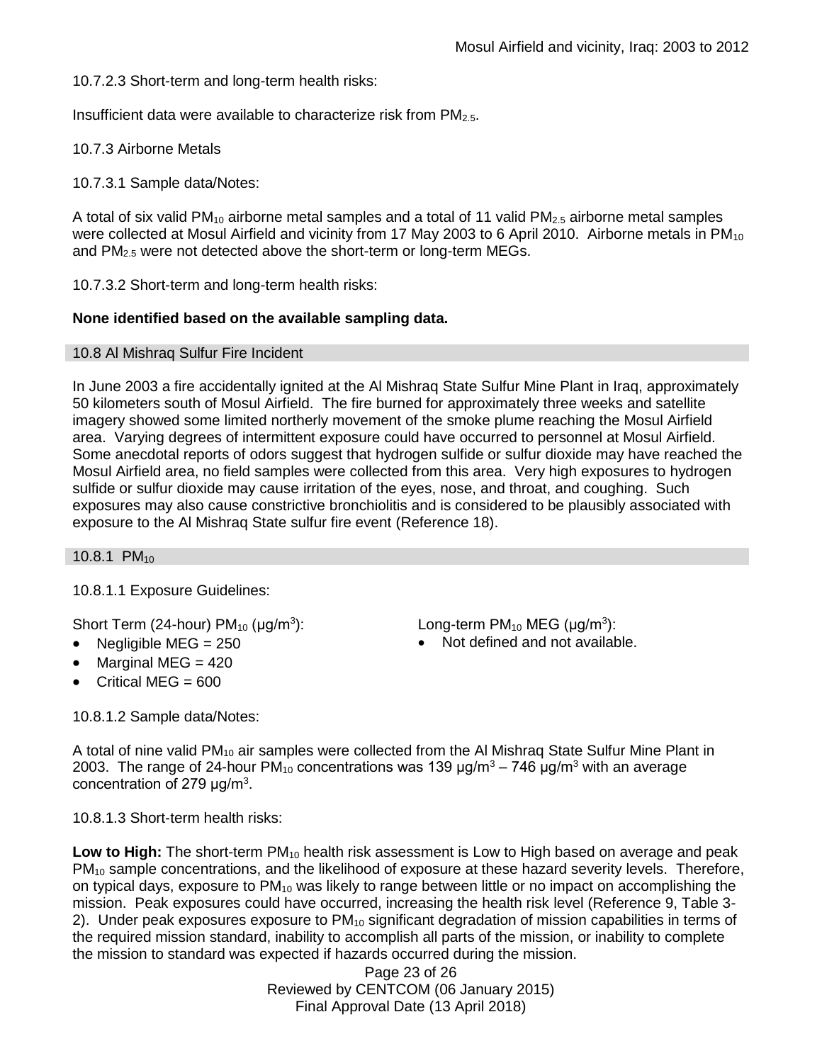10.7.2.3 Short-term and long-term health risks:

Insufficient data were available to characterize risk from $PM_{2.5}$.

10.7.3 Airborne Metals

10.7.3.1 Sample data/Notes:

A total of six valid $PM_{10}$ airborne metal samples and a total of 11 valid $PM_{2.5}$ airborne metal samples were collected at Mosul Airfield and vicinity from 17 May 2003 to 6 April 2010. Airborne metals in $PM_{10}$ and $PM_{2.5}$ were not detected above the short-term or long-term MEGs.

10.7.3.2 Short-term and long-term health risks:

**None identified based on the available sampling data.**

## 10.8 Al Mishraq Sulfur Fire Incident

In June 2003 a fire accidentally ignited at the Al Mishraq State Sulfur Mine Plant in Iraq, approximately 50 kilometers south of Mosul Airfield. The fire burned for approximately three weeks and satellite imagery showed some limited northerly movement of the smoke plume reaching the Mosul Airfield area. Varying degrees of intermittent exposure could have occurred to personnel at Mosul Airfield. Some anecdotal reports of odors suggest that hydrogen sulfide or sulfur dioxide may have reached the Mosul Airfield area, no field samples were collected from this area. Very high exposures to hydrogen sulfide or sulfur dioxide may cause irritation of the eyes, nose, and throat, and coughing. Such exposures may also cause constrictive bronchiolitis and is considered to be plausibly associated with exposure to the Al Mishraq State sulfur fire event (Reference 18).

## 10.8.1 $PM_{10}$

10.8.1.1 Exposure Guidelines:

Short Term (24-hour) $PM_{10}$ ($\mu g/m^3$):

- Negligible MEG = 250
- Marginal MEG = 420
- Critical MEG = 600

Long-term $PM_{10}$ MEG ($\mu g/m^3$):

- Not defined and not available.

10.8.1.2 Sample data/Notes:

A total of nine valid $PM_{10}$ air samples were collected from the Al Mishraq State Sulfur Mine Plant in 2003. The range of 24-hour $PM_{10}$ concentrations was 139 $\mu g/m^3$ – 746 $\mu g/m^3$ with an average concentration of 279 $\mu g/m^3$.

10.8.1.3 Short-term health risks:

**Low to High:** The short-term $PM_{10}$ health risk assessment is Low to High based on average and peak $PM_{10}$ sample concentrations, and the likelihood of exposure at these hazard severity levels. Therefore, on typical days, exposure to $PM_{10}$ was likely to range between little or no impact on accomplishing the mission. Peak exposures could have occurred, increasing the health risk level (Reference 9, Table 3-2). Under peak exposures exposure to $PM_{10}$ significant degradation of mission capabilities in terms of the required mission standard, inability to accomplish all parts of the mission, or inability to complete the mission to standard was expected if hazards occurred during the mission.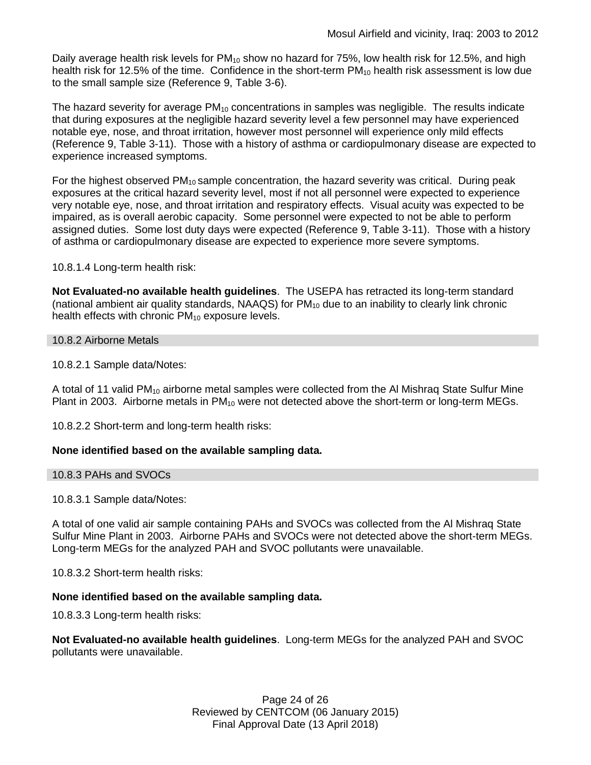Daily average health risk levels for $PM_{10}$ show no hazard for 75%, low health risk for 12.5%, and high health risk for 12.5% of the time. Confidence in the short-term $PM_{10}$ health risk assessment is low due to the small sample size (Reference 9, Table 3-6).

The hazard severity for average $PM_{10}$ concentrations in samples was negligible. The results indicate that during exposures at the negligible hazard severity level a few personnel may have experienced notable eye, nose, and throat irritation, however most personnel will experience only mild effects (Reference 9, Table 3-11). Those with a history of asthma or cardiopulmonary disease are expected to experience increased symptoms.

For the highest observed $PM_{10}$ sample concentration, the hazard severity was critical. During peak exposures at the critical hazard severity level, most if not all personnel were expected to experience very notable eye, nose, and throat irritation and respiratory effects. Visual acuity was expected to be impaired, as is overall aerobic capacity. Some personnel were expected to not be able to perform assigned duties. Some lost duty days were expected (Reference 9, Table 3-11). Those with a history of asthma or cardiopulmonary disease are expected to experience more severe symptoms.

10.8.1.4 Long-term health risk:

**Not Evaluated-no available health guidelines**. The USEPA has retracted its long-term standard (national ambient air quality standards, NAAQS) for $PM_{10}$ due to an inability to clearly link chronic health effects with chronic $PM_{10}$ exposure levels.

### 10.8.2 Airborne Metals

10.8.2.1 Sample data/Notes:

A total of 11 valid $PM_{10}$ airborne metal samples were collected from the Al Mishraq State Sulfur Mine Plant in 2003. Airborne metals in $PM_{10}$ were not detected above the short-term or long-term MEGs.

10.8.2.2 Short-term and long-term health risks:

**None identified based on the available sampling data.**

### 10.8.3 PAHs and SVOCs

10.8.3.1 Sample data/Notes:

A total of one valid air sample containing PAHs and SVOCs was collected from the Al Mishraq State Sulfur Mine Plant in 2003. Airborne PAHs and SVOCs were not detected above the short-term MEGs. Long-term MEGs for the analyzed PAH and SVOC pollutants were unavailable.

10.8.3.2 Short-term health risks:

**None identified based on the available sampling data.**

10.8.3.3 Long-term health risks:

**Not Evaluated-no available health guidelines**. Long-term MEGs for the analyzed PAH and SVOC pollutants were unavailable.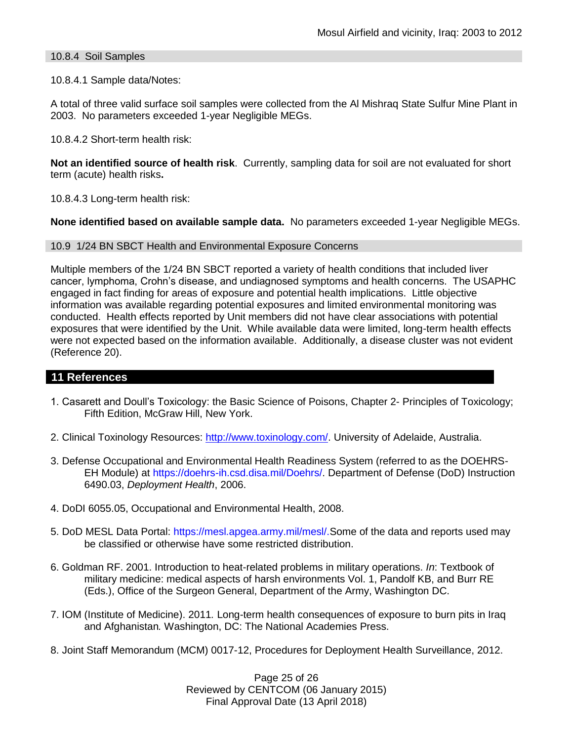### 10.8.4 Soil Samples

10.8.4.1 Sample data/Notes:

A total of three valid surface soil samples were collected from the Al Mishraq State Sulfur Mine Plant in 2003. No parameters exceeded 1-year Negligible MEGs.

10.8.4.2 Short-term health risk:

**Not an identified source of health risk**. Currently, sampling data for soil are not evaluated for short term (acute) health risks**.**

10.8.4.3 Long-term health risk:

**None identified based on available sample data.** No parameters exceeded 1-year Negligible MEGs.

### 10.9 1/24 BN SBCT Health and Environmental Exposure Concerns

Multiple members of the 1/24 BN SBCT reported a variety of health conditions that included liver cancer, lymphoma, Crohn's disease, and undiagnosed symptoms and health concerns. The USAPHC engaged in fact finding for areas of exposure and potential health implications. Little objective information was available regarding potential exposures and limited environmental monitoring was conducted. Health effects reported by Unit members did not have clear associations with potential exposures that were identified by the Unit. While available data were limited, long-term health effects were not expected based on the information available. Additionally, a disease cluster was not evident (Reference 20).

## 11 References

1. Casarett and Doull's Toxicology: the Basic Science of Poisons, Chapter 2- Principles of Toxicology; Fifth Edition, McGraw Hill, New York.
2. Clinical Toxinology Resources: http://www.toxinology.com/. University of Adelaide, Australia.
3. Defense Occupational and Environmental Health Readiness System (referred to as the DOEHRS-EH Module) at https://doehrs-ih.csd.disa.mil/Doehrs/. Department of Defense (DoD) Instruction 6490.03, *Deployment Health*, 2006.
4. DoDI 6055.05, Occupational and Environmental Health, 2008.
5. DoD MESL Data Portal: https://mesl.apgea.army.mil/mesl/.Some of the data and reports used may be classified or otherwise have some restricted distribution.
6. Goldman RF. 2001. Introduction to heat-related problems in military operations. *In*: Textbook of military medicine: medical aspects of harsh environments Vol. 1, Pandolf KB, and Burr RE (Eds.), Office of the Surgeon General, Department of the Army, Washington DC.
7. IOM (Institute of Medicine). 2011. Long-term health consequences of exposure to burn pits in Iraq and Afghanistan*.* Washington, DC: The National Academies Press.
8. Joint Staff Memorandum (MCM) 0017-12, Procedures for Deployment Health Surveillance, 2012.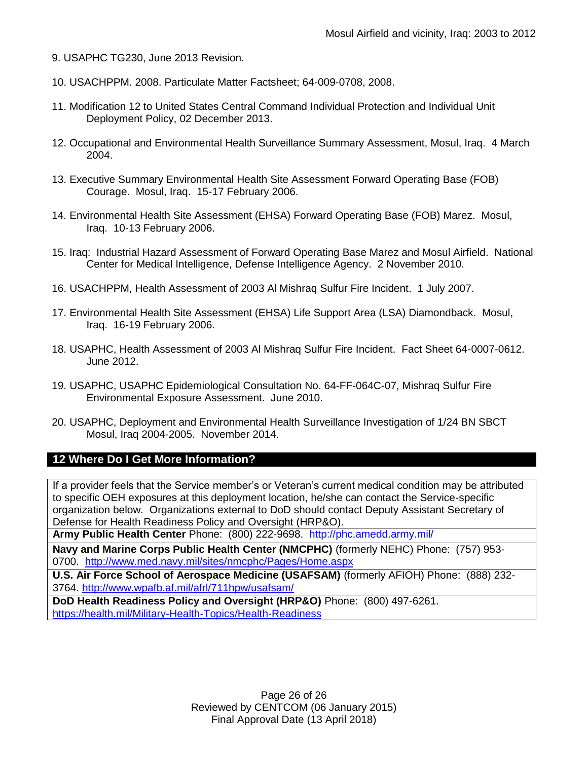9. USAPHC TG230, June 2013 Revision.

10. USACHPPM. 2008. Particulate Matter Factsheet; 64-009-0708, 2008.

11. Modification 12 to United States Central Command Individual Protection and Individual Unit Deployment Policy, 02 December 2013.

12. Occupational and Environmental Health Surveillance Summary Assessment, Mosul, Iraq. 4 March 2004.

13. Executive Summary Environmental Health Site Assessment Forward Operating Base (FOB) Courage. Mosul, Iraq. 15-17 February 2006.

14. Environmental Health Site Assessment (EHSA) Forward Operating Base (FOB) Marez. Mosul, Iraq. 10-13 February 2006.

15. Iraq: Industrial Hazard Assessment of Forward Operating Base Marez and Mosul Airfield. National Center for Medical Intelligence, Defense Intelligence Agency. 2 November 2010.

16. USACHPPM, Health Assessment of 2003 Al Mishraq Sulfur Fire Incident. 1 July 2007.

17. Environmental Health Site Assessment (EHSA) Life Support Area (LSA) Diamondback. Mosul, Iraq. 16-19 February 2006.

18. USAPHC, Health Assessment of 2003 Al Mishraq Sulfur Fire Incident. Fact Sheet 64-0007-0612. June 2012.

19. USAPHC, USAPHC Epidemiological Consultation No. 64-FF-064C-07, Mishraq Sulfur Fire Environmental Exposure Assessment. June 2010.

20. USAPHC, Deployment and Environmental Health Surveillance Investigation of 1/24 BN SBCT Mosul, Iraq 2004-2005. November 2014.

## 12 Where Do I Get More Information?

If a provider feels that the Service member's or Veteran's current medical condition may be attributed to specific OEH exposures at this deployment location, he/she can contact the Service-specific organization below. Organizations external to DoD should contact Deputy Assistant Secretary of Defense for Health Readiness Policy and Oversight (HRP&O).

**Army Public Health Center** Phone: (800) 222-9698. http://phc.amedd.army.mil/

**Navy and Marine Corps Public Health Center (NMCPHC)** (formerly NEHC) Phone: (757) 953-0700. http://www.med.navy.mil/sites/nmcphc/Pages/Home.aspx

**U.S. Air Force School of Aerospace Medicine (USAFSAM)** (formerly AFIOH) Phone: (888) 232-3764. http://www.wpafb.af.mil/afrl/711hpw/usafsam/

**DoD Health Readiness Policy and Oversight (HRP&O)** Phone: (800) 497-6261. https://health.mil/Military-Health-Topics/Health-Readiness

Reviewed by CENTCOM (06 January 2015)
Final Approval Date (13 April 2018)